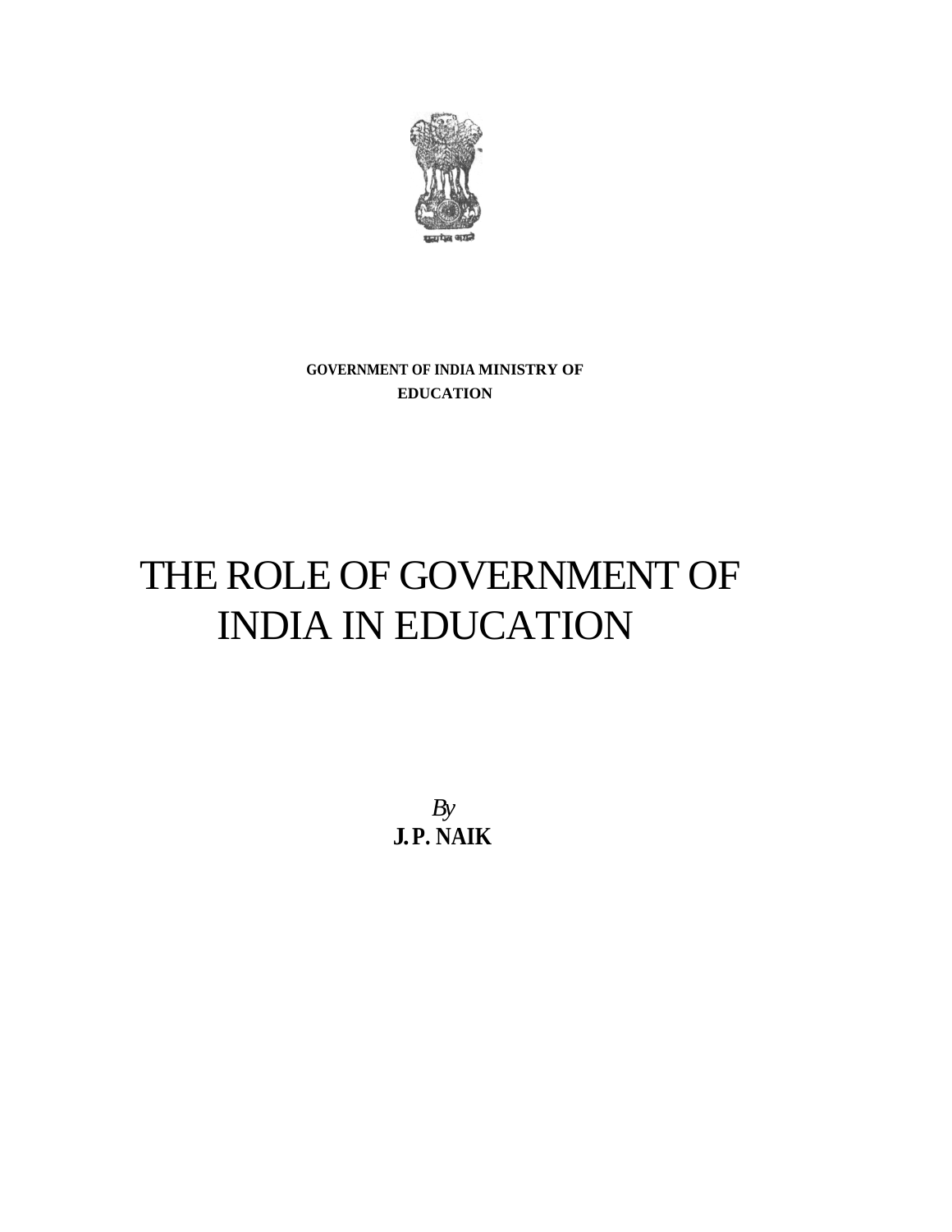**GOVERNMENT OF INDIA MINISTRY OF EDUCATION**

# THE ROLE OF GOVERNMENT OF INDIA IN EDUCATION

*By*

**J. P. NAIK**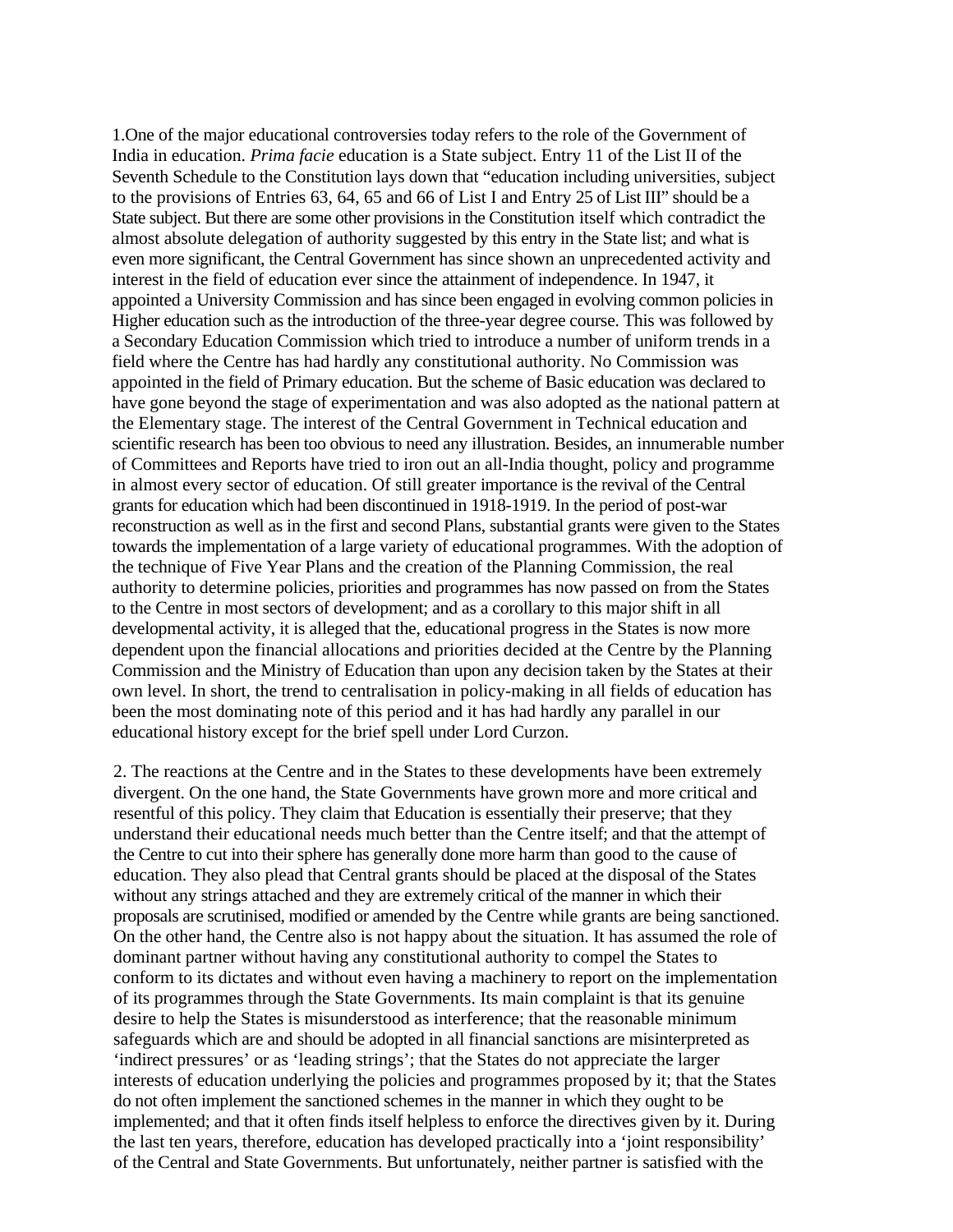1.One of the major educational controversies today refers to the role of the Government of India in education. *Prima facie* education is a State subject. Entry 11 of the List II of the Seventh Schedule to the Constitution lays down that "education including universities, subject to the provisions of Entries 63, 64, 65 and 66 of List I and Entry 25 of List III" should be a State subject. But there are some other provisions in the Constitution itself which contradict the almost absolute delegation of authority suggested by this entry in the State list; and what is even more significant, the Central Government has since shown an unprecedented activity and interest in the field of education ever since the attainment of independence. In 1947, it appointed a University Commission and has since been engaged in evolving common policies in Higher education such as the introduction of the three-year degree course. This was followed by a Secondary Education Commission which tried to introduce a number of uniform trends in a field where the Centre has had hardly any constitutional authority. No Commission was appointed in the field of Primary education. But the scheme of Basic education was declared to have gone beyond the stage of experimentation and was also adopted as the national pattern at the Elementary stage. The interest of the Central Government in Technical education and scientific research has been too obvious to need any illustration. Besides, an innumerable number of Committees and Reports have tried to iron out an all-India thought, policy and programme in almost every sector of education. Of still greater importance is the revival of the Central grants for education which had been discontinued in 1918-1919. In the period of post-war reconstruction as well as in the first and second Plans, substantial grants were given to the States towards the implementation of a large variety of educational programmes. With the adoption of the technique of Five Year Plans and the creation of the Planning Commission, the real authority to determine policies, priorities and programmes has now passed on from the States to the Centre in most sectors of development; and as a corollary to this major shift in all developmental activity, it is alleged that the, educational progress in the States is now more dependent upon the financial allocations and priorities decided at the Centre by the Planning Commission and the Ministry of Education than upon any decision taken by the States at their own level. In short, the trend to centralisation in policy-making in all fields of education has been the most dominating note of this period and it has had hardly any parallel in our educational history except for the brief spell under Lord Curzon.

2. The reactions at the Centre and in the States to these developments have been extremely divergent. On the one hand, the State Governments have grown more and more critical and resentful of this policy. They claim that Education is essentially their preserve; that they understand their educational needs much better than the Centre itself; and that the attempt of the Centre to cut into their sphere has generally done more harm than good to the cause of education. They also plead that Central grants should be placed at the disposal of the States without any strings attached and they are extremely critical of the manner in which their proposals are scrutinised, modified or amended by the Centre while grants are being sanctioned. On the other hand, the Centre also is not happy about the situation. It has assumed the role of dominant partner without having any constitutional authority to compel the States to conform to its dictates and without even having a machinery to report on the implementation of its programmes through the State Governments. Its main complaint is that its genuine desire to help the States is misunderstood as interference; that the reasonable minimum safeguards which are and should be adopted in all financial sanctions are misinterpreted as 'indirect pressures' or as 'leading strings'; that the States do not appreciate the larger interests of education underlying the policies and programmes proposed by it; that the States do not often implement the sanctioned schemes in the manner in which they ought to be implemented; and that it often finds itself helpless to enforce the directives given by it. During the last ten years, therefore, education has developed practically into a 'joint responsibility' of the Central and State Governments. But unfortunately, neither partner is satisfied with the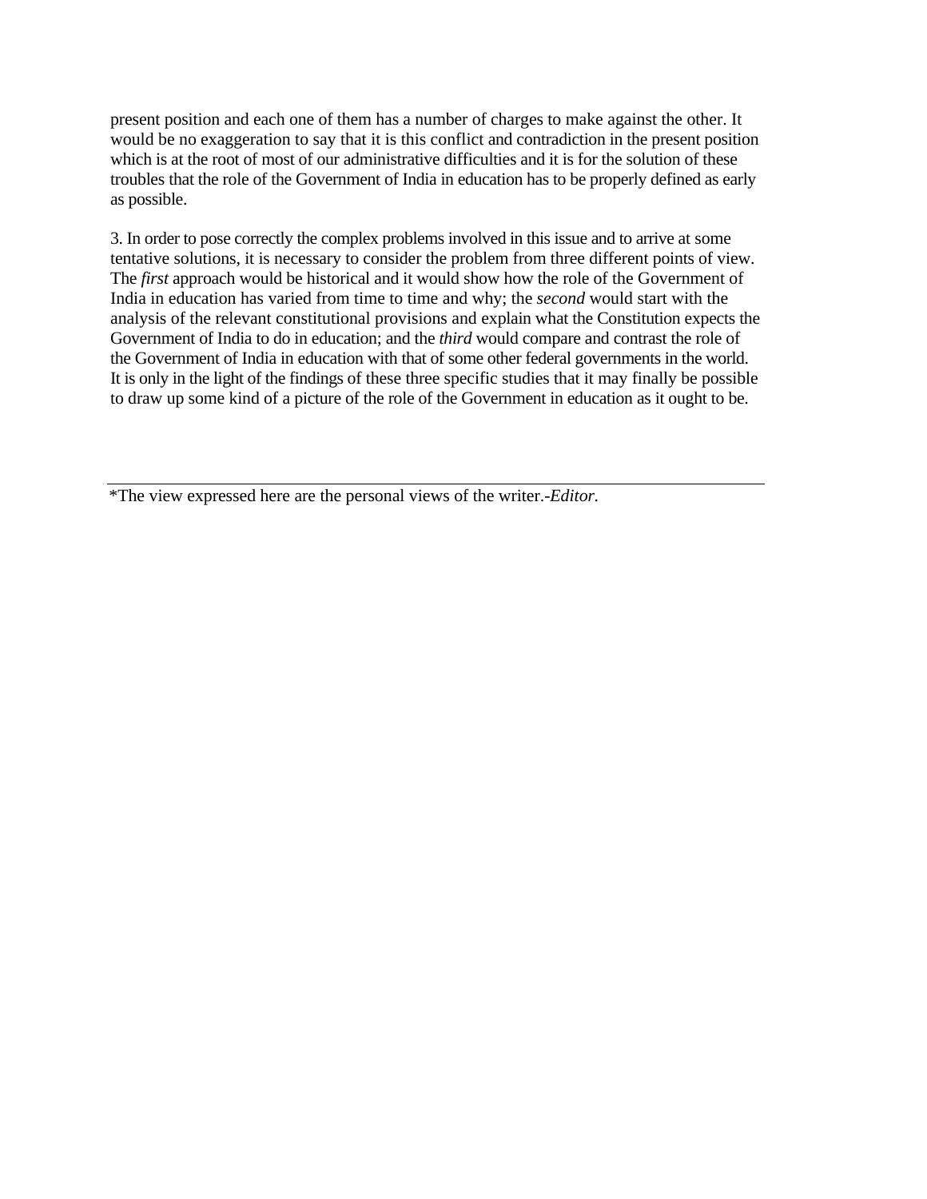present position and each one of them has a number of charges to make against the other. It would be no exaggeration to say that it is this conflict and contradiction in the present position which is at the root of most of our administrative difficulties and it is for the solution of these troubles that the role of the Government of India in education has to be properly defined as early as possible.

3. In order to pose correctly the complex problems involved in this issue and to arrive at some tentative solutions, it is necessary to consider the problem from three different points of view. The *first* approach would be historical and it would show how the role of the Government of India in education has varied from time to time and why; the *second* would start with the analysis of the relevant constitutional provisions and explain what the Constitution expects the Government of India to do in education; and the *third* would compare and contrast the role of the Government of India in education with that of some other federal governments in the world. It is only in the light of the findings of these three specific studies that it may finally be possible to draw up some kind of a picture of the role of the Government in education as it ought to be.

---

*The view expressed here are the personal views of the writer.-*Editor.*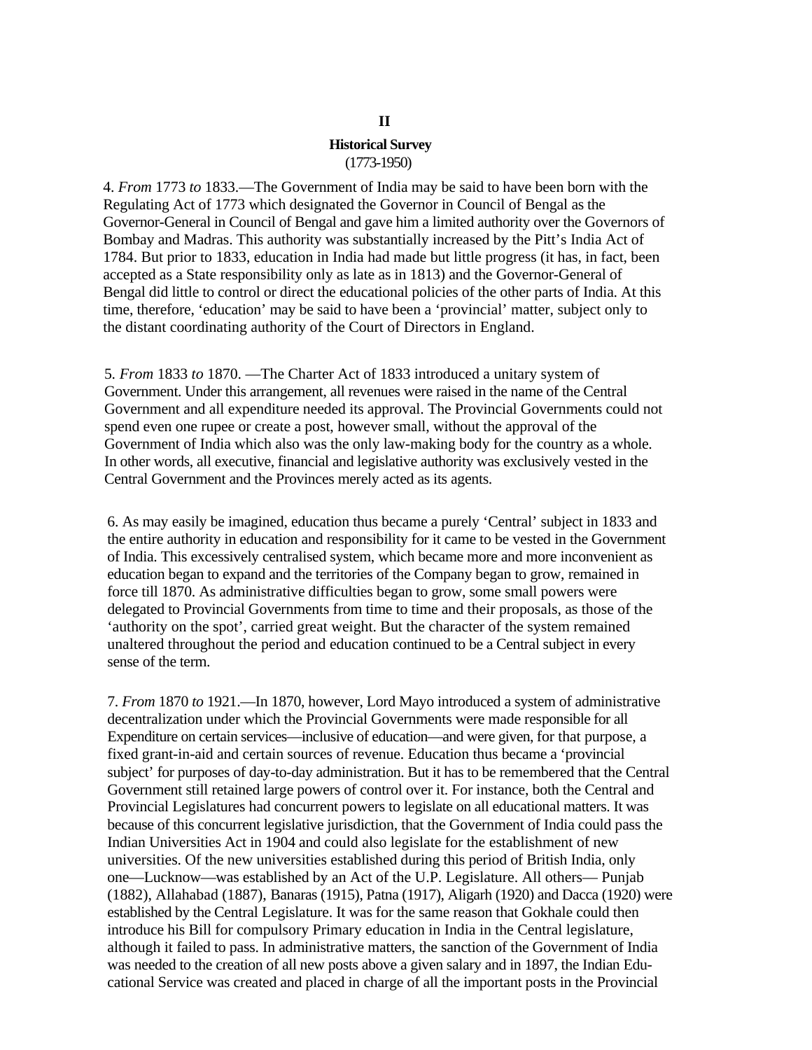## II

### Historical Survey

(1773-1950)

4. *From* 1773 *to* 1833.—The Government of India may be said to have been born with the Regulating Act of 1773 which designated the Governor in Council of Bengal as the Governor-General in Council of Bengal and gave him a limited authority over the Governors of Bombay and Madras. This authority was substantially increased by the Pitt's India Act of 1784. But prior to 1833, education in India had made but little progress (it has, in fact, been accepted as a State responsibility only as late as in 1813) and the Governor-General of Bengal did little to control or direct the educational policies of the other parts of India. At this time, therefore, 'education' may be said to have been a 'provincial' matter, subject only to the distant coordinating authority of the Court of Directors in England.

5. *From* 1833 *to* 1870. —The Charter Act of 1833 introduced a unitary system of Government. Under this arrangement, all revenues were raised in the name of the Central Government and all expenditure needed its approval. The Provincial Governments could not spend even one rupee or create a post, however small, without the approval of the Government of India which also was the only law-making body for the country as a whole. In other words, all executive, financial and legislative authority was exclusively vested in the Central Government and the Provinces merely acted as its agents.

6. As may easily be imagined, education thus became a purely 'Central' subject in 1833 and the entire authority in education and responsibility for it came to be vested in the Government of India. This excessively centralised system, which became more and more inconvenient as education began to expand and the territories of the Company began to grow, remained in force till 1870. As administrative difficulties began to grow, some small powers were delegated to Provincial Governments from time to time and their proposals, as those of the 'authority on the spot', carried great weight. But the character of the system remained unaltered throughout the period and education continued to be a Central subject in every sense of the term.

7. *From* 1870 *to* 1921.—In 1870, however, Lord Mayo introduced a system of administrative decentralization under which the Provincial Governments were made responsible for all Expenditure on certain services—inclusive of education—and were given, for that purpose, a fixed grant-in-aid and certain sources of revenue. Education thus became a 'provincial subject' for purposes of day-to-day administration. But it has to be remembered that the Central Government still retained large powers of control over it. For instance, both the Central and Provincial Legislatures had concurrent powers to legislate on all educational matters. It was because of this concurrent legislative jurisdiction, that the Government of India could pass the Indian Universities Act in 1904 and could also legislate for the establishment of new universities. Of the new universities established during this period of British India, only one—Lucknow—was established by an Act of the U.P. Legislature. All others— Punjab (1882), Allahabad (1887), Banaras (1915), Patna (1917), Aligarh (1920) and Dacca (1920) were established by the Central Legislature. It was for the same reason that Gokhale could then introduce his Bill for compulsory Primary education in India in the Central legislature, although it failed to pass. In administrative matters, the sanction of the Government of India was needed to the creation of all new posts above a given salary and in 1897, the Indian Educational Service was created and placed in charge of all the important posts in the Provincial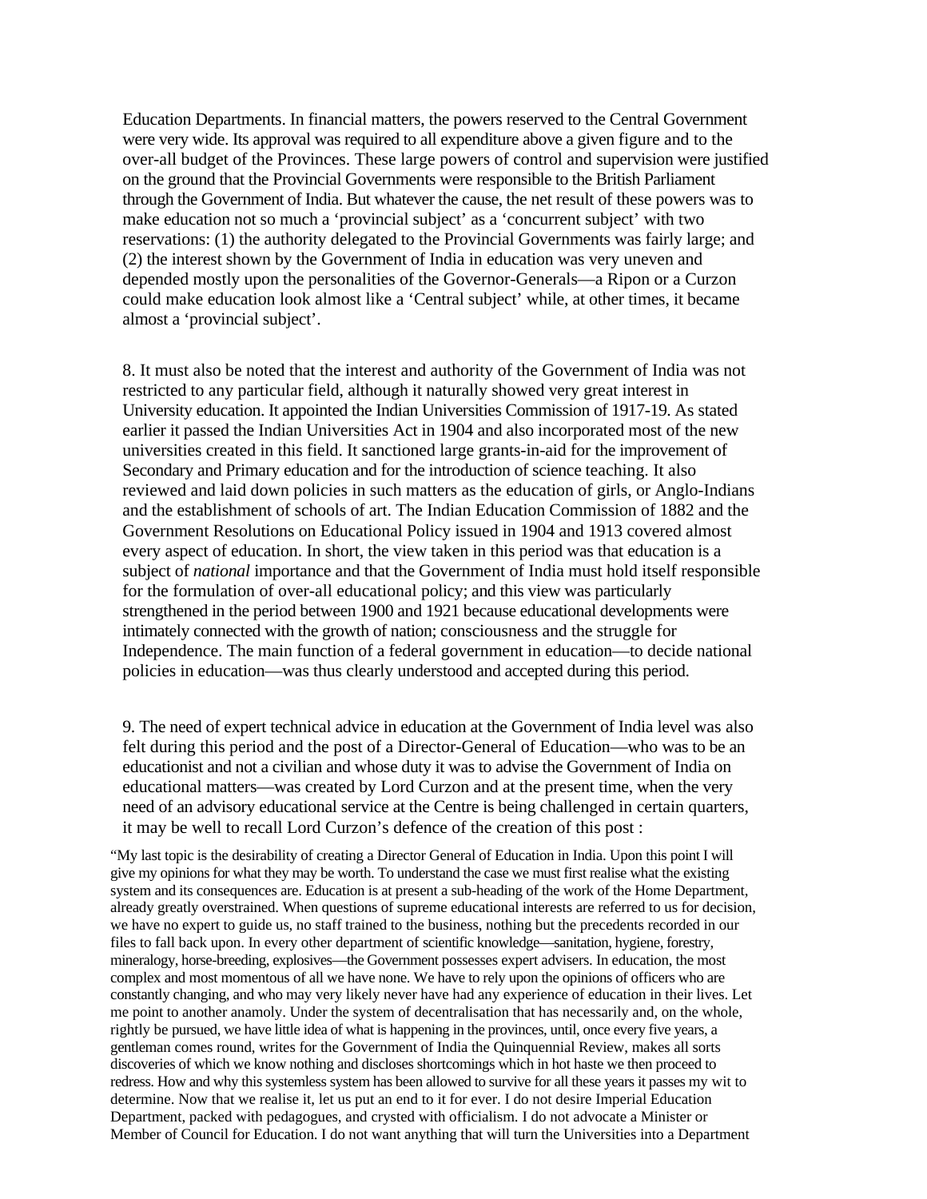Education Departments. In financial matters, the powers reserved to the Central Government were very wide. Its approval was required to all expenditure above a given figure and to the over-all budget of the Provinces. These large powers of control and supervision were justified on the ground that the Provincial Governments were responsible to the British Parliament through the Government of India. But whatever the cause, the net result of these powers was to make education not so much a 'provincial subject' as a 'concurrent subject' with two reservations: (1) the authority delegated to the Provincial Governments was fairly large; and (2) the interest shown by the Government of India in education was very uneven and depended mostly upon the personalities of the Governor-Generals—a Ripon or a Curzon could make education look almost like a 'Central subject' while, at other times, it became almost a 'provincial subject'.

8. It must also be noted that the interest and authority of the Government of India was not restricted to any particular field, although it naturally showed very great interest in University education. It appointed the Indian Universities Commission of 1917-19. As stated earlier it passed the Indian Universities Act in 1904 and also incorporated most of the new universities created in this field. It sanctioned large grants-in-aid for the improvement of Secondary and Primary education and for the introduction of science teaching. It also reviewed and laid down policies in such matters as the education of girls, or Anglo-Indians and the establishment of schools of art. The Indian Education Commission of 1882 and the Government Resolutions on Educational Policy issued in 1904 and 1913 covered almost every aspect of education. In short, the view taken in this period was that education is a subject of *national* importance and that the Government of India must hold itself responsible for the formulation of over-all educational policy; and this view was particularly strengthened in the period between 1900 and 1921 because educational developments were intimately connected with the growth of nation; consciousness and the struggle for Independence. The main function of a federal government in education—to decide national policies in education—was thus clearly understood and accepted during this period.

9. The need of expert technical advice in education at the Government of India level was also felt during this period and the post of a Director-General of Education—who was to be an educationist and not a civilian and whose duty it was to advise the Government of India on educational matters—was created by Lord Curzon and at the present time, when the very need of an advisory educational service at the Centre is being challenged in certain quarters, it may be well to recall Lord Curzon's defence of the creation of this post :

"My last topic is the desirability of creating a Director General of Education in India. Upon this point I will give my opinions for what they may be worth. To understand the case we must first realise what the existing system and its consequences are. Education is at present a sub-heading of the work of the Home Department, already greatly overstrained. When questions of supreme educational interests are referred to us for decision, we have no expert to guide us, no staff trained to the business, nothing but the precedents recorded in our files to fall back upon. In every other department of scientific knowledge—sanitation, hygiene, forestry, mineralogy, horse-breeding, explosives—the Government possesses expert advisers. In education, the most complex and most momentous of all we have none. We have to rely upon the opinions of officers who are constantly changing, and who may very likely never have had any experience of education in their lives. Let me point to another anamoly. Under the system of decentralisation that has necessarily and, on the whole, rightly be pursued, we have little idea of what is happening in the provinces, until, once every five years, a gentleman comes round, writes for the Government of India the Quinquennial Review, makes all sorts discoveries of which we know nothing and discloses shortcomings which in hot haste we then proceed to redress. How and why this systemless system has been allowed to survive for all these years it passes my wit to determine. Now that we realise it, let us put an end to it for ever. I do not desire Imperial Education Department, packed with pedagogues, and crysted with officialism. I do not advocate a Minister or Member of Council for Education. I do not want anything that will turn the Universities into a Department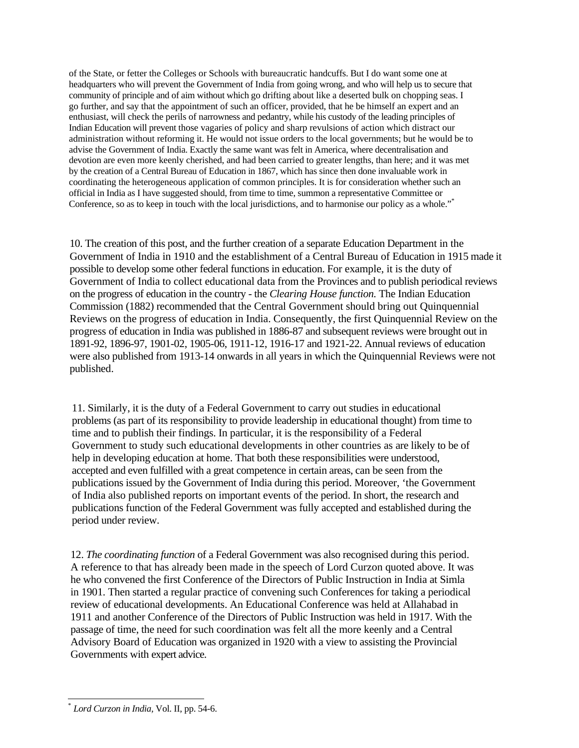of the State, or fetter the Colleges or Schools with bureaucratic handcuffs. But I do want some one at headquarters who will prevent the Government of India from going wrong, and who will help us to secure that community of principle and of aim without which go drifting about like a deserted bulk on chopping seas. I go further, and say that the appointment of such an officer, provided, that he be himself an expert and an enthusiast, will check the perils of narrowness and pedantry, while his custody of the leading principles of Indian Education will prevent those vagaries of policy and sharp revulsions of action which distract our administration without reforming it. He would not issue orders to the local governments; but he would be to advise the Government of India. Exactly the same want was felt in America, where decentralisation and devotion are even more keenly cherished, and had been carried to greater lengths, than here; and it was met by the creation of a Central Bureau of Education in 1867, which has since then done invaluable work in coordinating the heterogeneous application of common principles. It is for consideration whether such an official in India as I have suggested should, from time to time, summon a representative Committee or Conference, so as to keep in touch with the local jurisdictions, and to harmonise our policy as a whole."*

10. The creation of this post, and the further creation of a separate Education Department in the Government of India in 1910 and the establishment of a Central Bureau of Education in 1915 made it possible to develop some other federal functions in education. For example, it is the duty of Government of India to collect educational data from the Provinces and to publish periodical reviews on the progress of education in the country - the *Clearing House function.* The Indian Education Commission (1882) recommended that the Central Government should bring out Quinquennial Reviews on the progress of education in India. Consequently, the first Quinquennial Review on the progress of education in India was published in 1886-87 and subsequent reviews were brought out in 1891-92, 1896-97, 1901-02, 1905-06, 1911-12, 1916-17 and 1921-22. Annual reviews of education were also published from 1913-14 onwards in all years in which the Quinquennial Reviews were not published.

11. Similarly, it is the duty of a Federal Government to carry out studies in educational problems (as part of its responsibility to provide leadership in educational thought) from time to time and to publish their findings. In particular, it is the responsibility of a Federal Government to study such educational developments in other countries as are likely to be of help in developing education at home. That both these responsibilities were understood, accepted and even fulfilled with a great competence in certain areas, can be seen from the publications issued by the Government of India during this period. Moreover, 'the Government of India also published reports on important events of the period. In short, the research and publications function of the Federal Government was fully accepted and established during the period under review.

12. *The coordinating function* of a Federal Government was also recognised during this period. A reference to that has already been made in the speech of Lord Curzon quoted above. It was he who convened the first Conference of the Directors of Public Instruction in India at Simla in 1901. Then started a regular practice of convening such Conferences for taking a periodical review of educational developments. An Educational Conference was held at Allahabad in 1911 and another Conference of the Directors of Public Instruction was held in 1917. With the passage of time, the need for such coordination was felt all the more keenly and a Central Advisory Board of Education was organized in 1920 with a view to assisting the Provincial Governments with expert advice.

---

* *Lord Curzon in India,* Vol. II, pp. 54-6.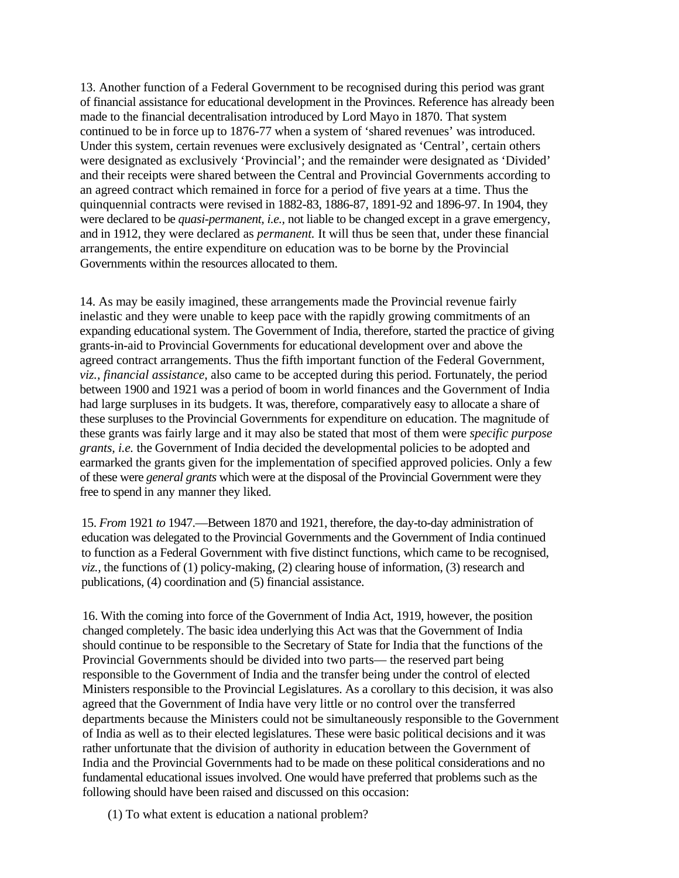13. Another function of a Federal Government to be recognised during this period was grant of financial assistance for educational development in the Provinces. Reference has already been made to the financial decentralisation introduced by Lord Mayo in 1870. That system continued to be in force up to 1876-77 when a system of 'shared revenues' was introduced. Under this system, certain revenues were exclusively designated as 'Central', certain others were designated as exclusively 'Provincial'; and the remainder were designated as 'Divided' and their receipts were shared between the Central and Provincial Governments according to an agreed contract which remained in force for a period of five years at a time. Thus the quinquennial contracts were revised in 1882-83, 1886-87, 1891-92 and 1896-97. In 1904, they were declared to be *quasi-permanent, i.e.,* not liable to be changed except in a grave emergency, and in 1912, they were declared as *permanent.* It will thus be seen that, under these financial arrangements, the entire expenditure on education was to be borne by the Provincial Governments within the resources allocated to them.

14. As may be easily imagined, these arrangements made the Provincial revenue fairly inelastic and they were unable to keep pace with the rapidly growing commitments of an expanding educational system. The Government of India, therefore, started the practice of giving grants-in-aid to Provincial Governments for educational development over and above the agreed contract arrangements. Thus the fifth important function of the Federal Government, *viz., financial assistance,* also came to be accepted during this period. Fortunately, the period between 1900 and 1921 was a period of boom in world finances and the Government of India had large surpluses in its budgets. It was, therefore, comparatively easy to allocate a share of these surpluses to the Provincial Governments for expenditure on education. The magnitude of these grants was fairly large and it may also be stated that most of them were *specific purpose grants, i.e.* the Government of India decided the developmental policies to be adopted and earmarked the grants given for the implementation of specified approved policies. Only a few of these were *general grants* which were at the disposal of the Provincial Government were they free to spend in any manner they liked.

15. *From* 1921 *to* 1947.—Between 1870 and 1921, therefore, the day-to-day administration of education was delegated to the Provincial Governments and the Government of India continued to function as a Federal Government with five distinct functions, which came to be recognised, *viz.,* the functions of (1) policy-making, (2) clearing house of information, (3) research and publications, (4) coordination and (5) financial assistance.

16. With the coming into force of the Government of India Act, 1919, however, the position changed completely. The basic idea underlying this Act was that the Government of India should continue to be responsible to the Secretary of State for India that the functions of the Provincial Governments should be divided into two parts— the reserved part being responsible to the Government of India and the transfer being under the control of elected Ministers responsible to the Provincial Legislatures. As a corollary to this decision, it was also agreed that the Government of India have very little or no control over the transferred departments because the Ministers could not be simultaneously responsible to the Government of India as well as to their elected legislatures. These were basic political decisions and it was rather unfortunate that the division of authority in education between the Government of India and the Provincial Governments had to be made on these political considerations and no fundamental educational issues involved. One would have preferred that problems such as the following should have been raised and discussed on this occasion:

(1) To what extent is education a national problem?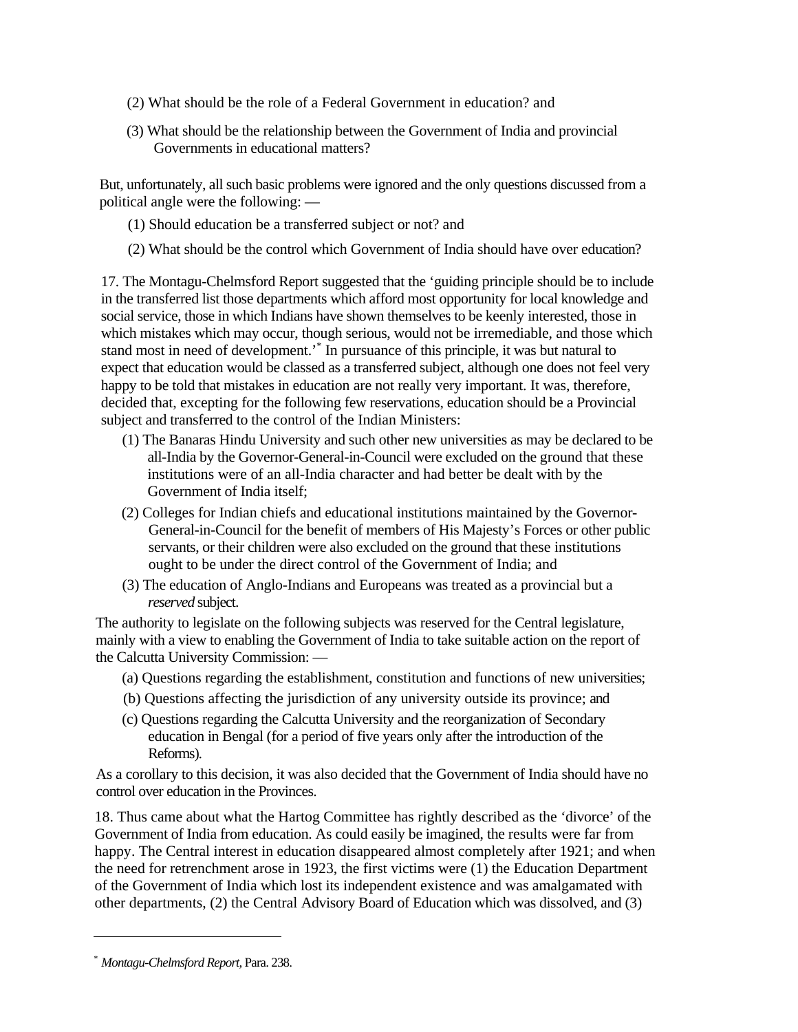(2) What should be the role of a Federal Government in education? and

(3) What should be the relationship between the Government of India and provincial Governments in educational matters?

But, unfortunately, all such basic problems were ignored and the only questions discussed from a political angle were the following: —

(1) Should education be a transferred subject or not? and

(2) What should be the control which Government of India should have over education?

17. The Montagu-Chelmsford Report suggested that the 'guiding principle should be to include in the transferred list those departments which afford most opportunity for local knowledge and social service, those in which Indians have shown themselves to be keenly interested, those in which mistakes which may occur, though serious, would not be irremediable, and those which stand most in need of development.'[*] In pursuance of this principle, it was but natural to expect that education would be classed as a transferred subject, although one does not feel very happy to be told that mistakes in education are not really very important. It was, therefore, decided that, excepting for the following few reservations, education should be a Provincial subject and transferred to the control of the Indian Ministers:

(1) The Banaras Hindu University and such other new universities as may be declared to be all-India by the Governor-General-in-Council were excluded on the ground that these institutions were of an all-India character and had better be dealt with by the Government of India itself;

(2) Colleges for Indian chiefs and educational institutions maintained by the Governor-General-in-Council for the benefit of members of His Majesty's Forces or other public servants, or their children were also excluded on the ground that these institutions ought to be under the direct control of the Government of India; and

(3) The education of Anglo-Indians and Europeans was treated as a provincial but a *reserved* subject.

The authority to legislate on the following subjects was reserved for the Central legislature, mainly with a view to enabling the Government of India to take suitable action on the report of the Calcutta University Commission: —

(a) Questions regarding the establishment, constitution and functions of new universities;

(b) Questions affecting the jurisdiction of any university outside its province; and

(c) Questions regarding the Calcutta University and the reorganization of Secondary education in Bengal (for a period of five years only after the introduction of the Reforms).

As a corollary to this decision, it was also decided that the Government of India should have no control over education in the Provinces.

18. Thus came about what the Hartog Committee has rightly described as the 'divorce' of the Government of India from education. As could easily be imagined, the results were far from happy. The Central interest in education disappeared almost completely after 1921; and when the need for retrenchment arose in 1923, the first victims were (1) the Education Department of the Government of India which lost its independent existence and was amalgamated with other departments, (2) the Central Advisory Board of Education which was dissolved, and (3)

---

[*] *Montagu-Chelmsford Report*, Para. 238.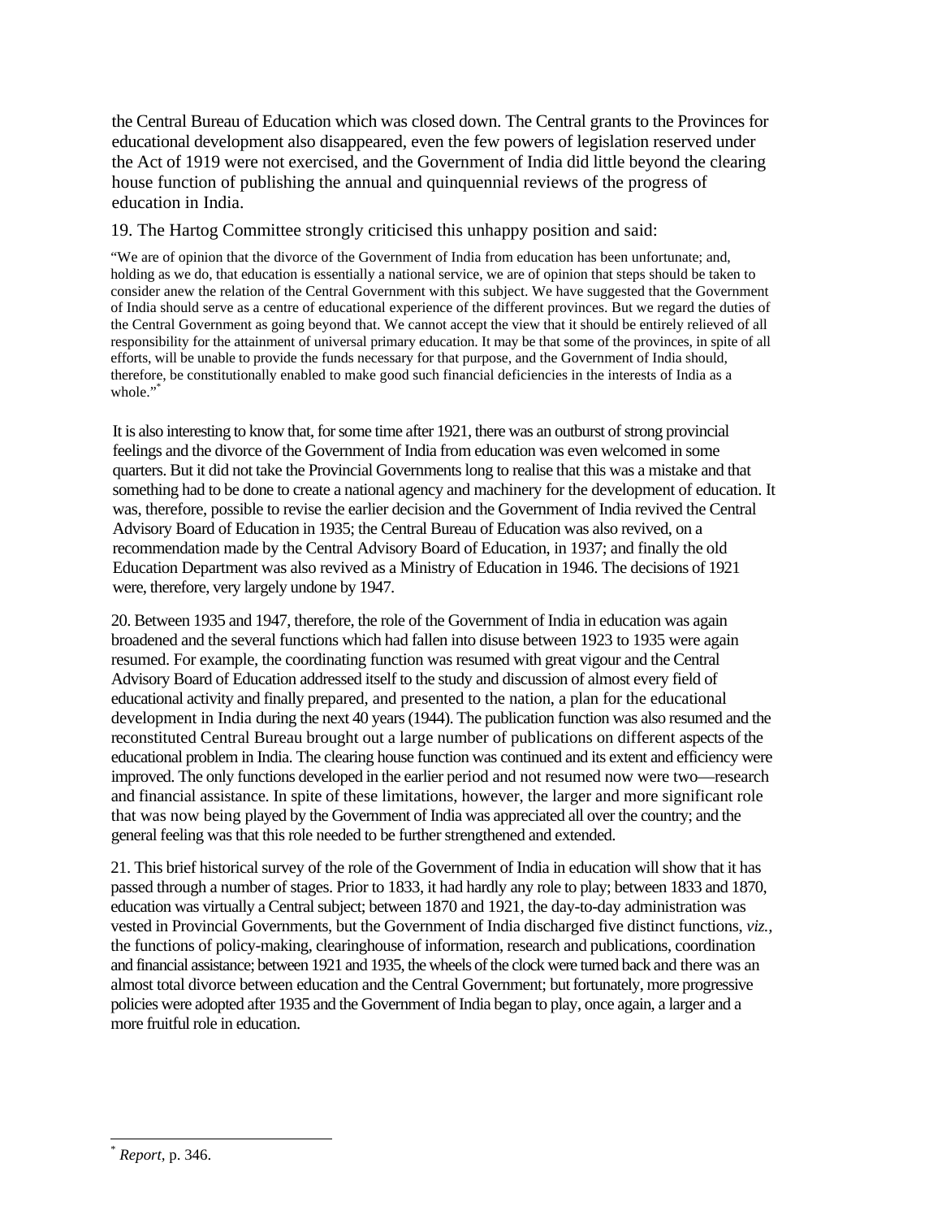the Central Bureau of Education which was closed down. The Central grants to the Provinces for educational development also disappeared, even the few powers of legislation reserved under the Act of 1919 were not exercised, and the Government of India did little beyond the clearing house function of publishing the annual and quinquennial reviews of the progress of education in India.

19. The Hartog Committee strongly criticised this unhappy position and said:

> "We are of opinion that the divorce of the Government of India from education has been unfortunate; and, holding as we do, that education is essentially a national service, we are of opinion that steps should be taken to consider anew the relation of the Central Government with this subject. We have suggested that the Government of India should serve as a centre of educational experience of the different provinces. But we regard the duties of the Central Government as going beyond that. We cannot accept the view that it should be entirely relieved of all responsibility for the attainment of universal primary education. It may be that some of the provinces, in spite of all efforts, will be unable to provide the funds necessary for that purpose, and the Government of India should, therefore, be constitutionally enabled to make good such financial deficiencies in the interests of India as a whole."[*]

It is also interesting to know that, for some time after 1921, there was an outburst of strong provincial feelings and the divorce of the Government of India from education was even welcomed in some quarters. But it did not take the Provincial Governments long to realise that this was a mistake and that something had to be done to create a national agency and machinery for the development of education. It was, therefore, possible to revise the earlier decision and the Government of India revived the Central Advisory Board of Education in 1935; the Central Bureau of Education was also revived, on a recommendation made by the Central Advisory Board of Education, in 1937; and finally the old Education Department was also revived as a Ministry of Education in 1946. The decisions of 1921 were, therefore, very largely undone by 1947.

20. Between 1935 and 1947, therefore, the role of the Government of India in education was again broadened and the several functions which had fallen into disuse between 1923 to 1935 were again resumed. For example, the coordinating function was resumed with great vigour and the Central Advisory Board of Education addressed itself to the study and discussion of almost every field of educational activity and finally prepared, and presented to the nation, a plan for the educational development in India during the next 40 years (1944). The publication function was also resumed and the reconstituted Central Bureau brought out a large number of publications on different aspects of the educational problem in India. The clearing house function was continued and its extent and efficiency were improved. The only functions developed in the earlier period and not resumed now were two—research and financial assistance. In spite of these limitations, however, the larger and more significant role that was now being played by the Government of India was appreciated all over the country; and the general feeling was that this role needed to be further strengthened and extended.

21. This brief historical survey of the role of the Government of India in education will show that it has passed through a number of stages. Prior to 1833, it had hardly any role to play; between 1833 and 1870, education was virtually a Central subject; between 1870 and 1921, the day-to-day administration was vested in Provincial Governments, but the Government of India discharged five distinct functions, *viz.*, the functions of policy-making, clearinghouse of information, research and publications, coordination and financial assistance; between 1921 and 1935, the wheels of the clock were turned back and there was an almost total divorce between education and the Central Government; but fortunately, more progressive policies were adopted after 1935 and the Government of India began to play, once again, a larger and a more fruitful role in education.

---

[*] *Report*, p. 346.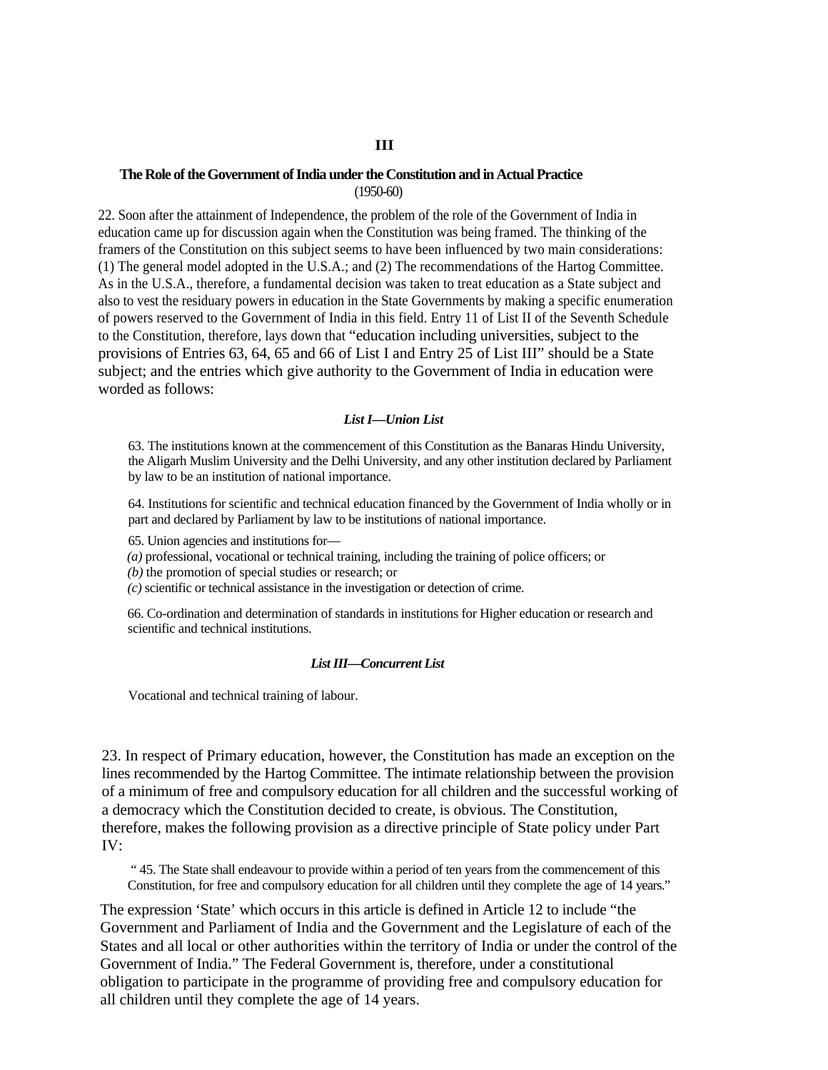## III

### The Role of the Government of India under the Constitution and in Actual Practice

(1950-60)

22. Soon after the attainment of Independence, the problem of the role of the Government of India in education came up for discussion again when the Constitution was being framed. The thinking of the framers of the Constitution on this subject seems to have been influenced by two main considerations: (1) The general model adopted in the U.S.A.; and (2) The recommendations of the Hartog Committee. As in the U.S.A., therefore, a fundamental decision was taken to treat education as a State subject and also to vest the residuary powers in education in the State Governments by making a specific enumeration of powers reserved to the Government of India in this field. Entry 11 of List II of the Seventh Schedule to the Constitution, therefore, lays down that "education including universities, subject to the provisions of Entries 63, 64, 65 and 66 of List I and Entry 25 of List III" should be a State subject; and the entries which give authority to the Government of India in education were worded as follows:

***List I—Union List***

63. The institutions known at the commencement of this Constitution as the Banaras Hindu University, the Aligarh Muslim University and the Delhi University, and any other institution declared by Parliament by law to be an institution of national importance.

64. Institutions for scientific and technical education financed by the Government of India wholly or in part and declared by Parliament by law to be institutions of national importance.

65. Union agencies and institutions for—
*(a)* professional, vocational or technical training, including the training of police officers; or
*(b)* the promotion of special studies or research; or
*(c)* scientific or technical assistance in the investigation or detection of crime.

66. Co-ordination and determination of standards in institutions for Higher education or research and scientific and technical institutions.

***List III—Concurrent List***

Vocational and technical training of labour.

23. In respect of Primary education, however, the Constitution has made an exception on the lines recommended by the Hartog Committee. The intimate relationship between the provision of a minimum of free and compulsory education for all children and the successful working of a democracy which the Constitution decided to create, is obvious. The Constitution, therefore, makes the following provision as a directive principle of State policy under Part IV:

" 45. The State shall endeavour to provide within a period of ten years from the commencement of this Constitution, for free and compulsory education for all children until they complete the age of 14 years."

The expression 'State' which occurs in this article is defined in Article 12 to include "the Government and Parliament of India and the Government and the Legislature of each of the States and all local or other authorities within the territory of India or under the control of the Government of India." The Federal Government is, therefore, under a constitutional obligation to participate in the programme of providing free and compulsory education for all children until they complete the age of 14 years.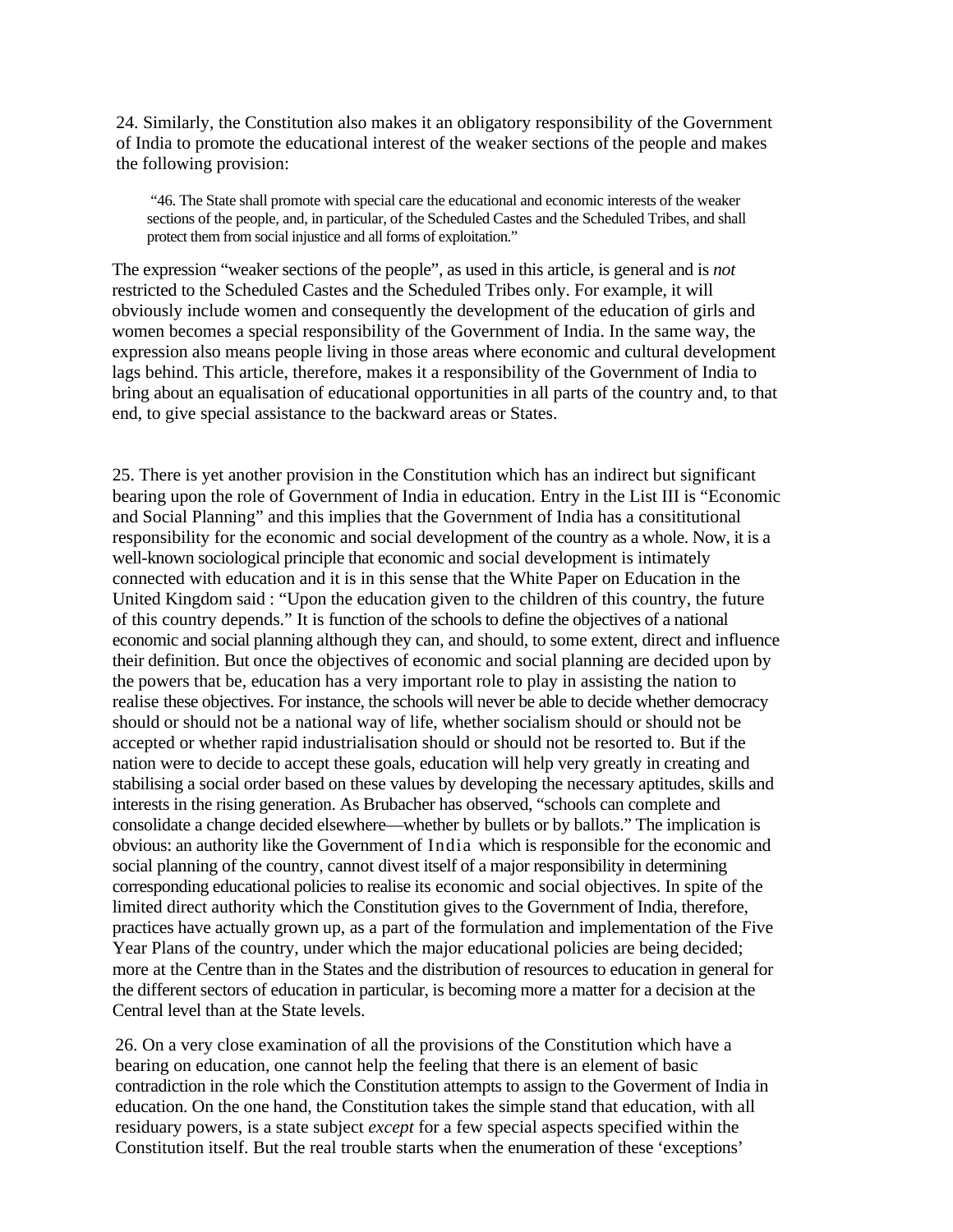24. Similarly, the Constitution also makes it an obligatory responsibility of the Government of India to promote the educational interest of the weaker sections of the people and makes the following provision:

> "46. The State shall promote with special care the educational and economic interests of the weaker sections of the people, and, in particular, of the Scheduled Castes and the Scheduled Tribes, and shall protect them from social injustice and all forms of exploitation."

The expression "weaker sections of the people", as used in this article, is general and is *not* restricted to the Scheduled Castes and the Scheduled Tribes only. For example, it will obviously include women and consequently the development of the education of girls and women becomes a special responsibility of the Government of India. In the same way, the expression also means people living in those areas where economic and cultural development lags behind. This article, therefore, makes it a responsibility of the Government of India to bring about an equalisation of educational opportunities in all parts of the country and, to that end, to give special assistance to the backward areas or States.

25. There is yet another provision in the Constitution which has an indirect but significant bearing upon the role of Government of India in education. Entry in the List III is "Economic and Social Planning" and this implies that the Government of India has a consititutional responsibility for the economic and social development of the country as a whole. Now, it is a well-known sociological principle that economic and social development is intimately connected with education and it is in this sense that the White Paper on Education in the United Kingdom said : "Upon the education given to the children of this country, the future of this country depends." It is function of the schools to define the objectives of a national economic and social planning although they can, and should, to some extent, direct and influence their definition. But once the objectives of economic and social planning are decided upon by the powers that be, education has a very important role to play in assisting the nation to realise these objectives. For instance, the schools will never be able to decide whether democracy should or should not be a national way of life, whether socialism should or should not be accepted or whether rapid industrialisation should or should not be resorted to. But if the nation were to decide to accept these goals, education will help very greatly in creating and stabilising a social order based on these values by developing the necessary aptitudes, skills and interests in the rising generation. As Brubacher has observed, "schools can complete and consolidate a change decided elsewhere—whether by bullets or by ballots." The implication is obvious: an authority like the Government of India which is responsible for the economic and social planning of the country, cannot divest itself of a major responsibility in determining corresponding educational policies to realise its economic and social objectives. In spite of the limited direct authority which the Constitution gives to the Government of India, therefore, practices have actually grown up, as a part of the formulation and implementation of the Five Year Plans of the country, under which the major educational policies are being decided; more at the Centre than in the States and the distribution of resources to education in general for the different sectors of education in particular, is becoming more a matter for a decision at the Central level than at the State levels.

26. On a very close examination of all the provisions of the Constitution which have a bearing on education, one cannot help the feeling that there is an element of basic contradiction in the role which the Constitution attempts to assign to the Goverment of India in education. On the one hand, the Constitution takes the simple stand that education, with all residuary powers, is a state subject *except* for a few special aspects specified within the Constitution itself. But the real trouble starts when the enumeration of these 'exceptions'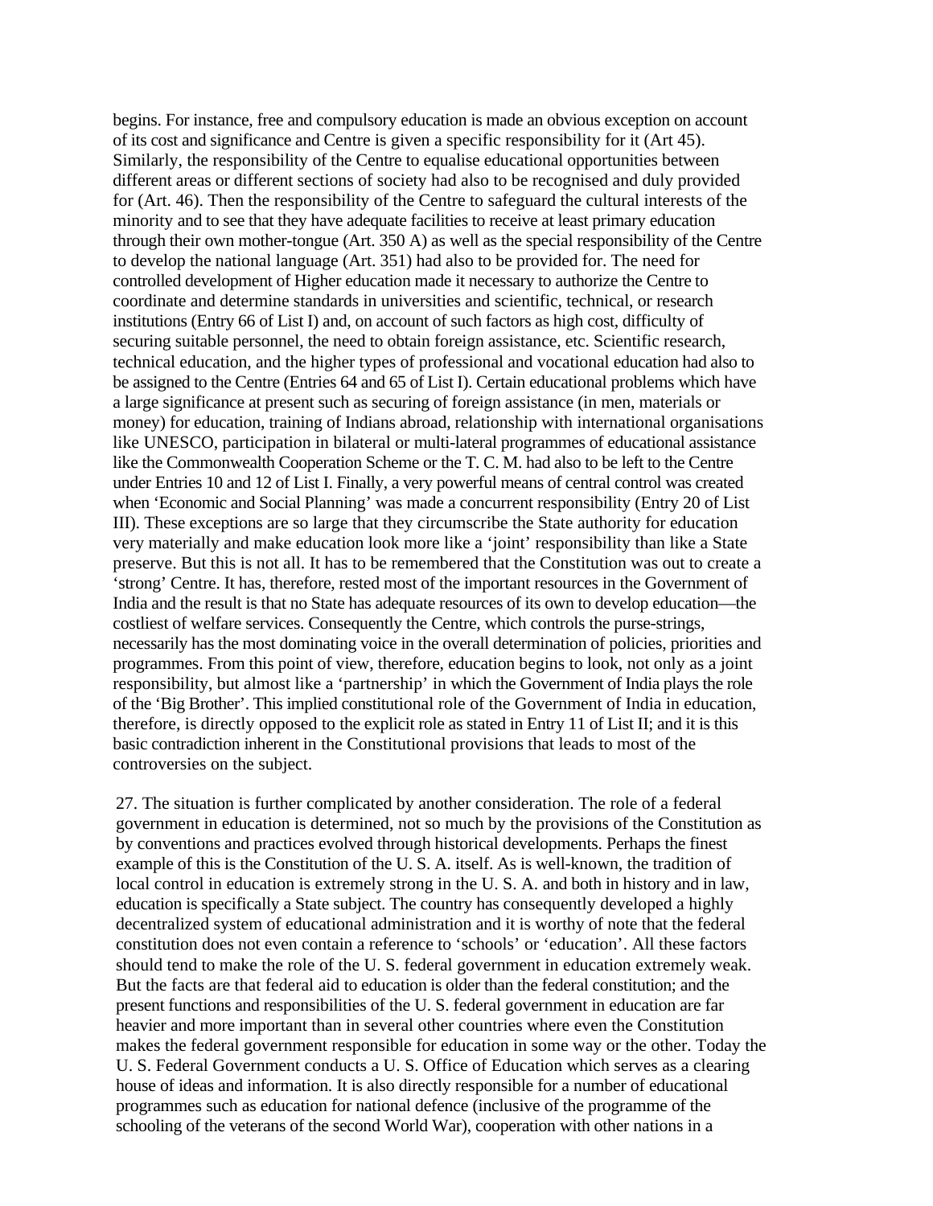begins. For instance, free and compulsory education is made an obvious exception on account of its cost and significance and Centre is given a specific responsibility for it (Art 45). Similarly, the responsibility of the Centre to equalise educational opportunities between different areas or different sections of society had also to be recognised and duly provided for (Art. 46). Then the responsibility of the Centre to safeguard the cultural interests of the minority and to see that they have adequate facilities to receive at least primary education through their own mother-tongue (Art. 350 A) as well as the special responsibility of the Centre to develop the national language (Art. 351) had also to be provided for. The need for controlled development of Higher education made it necessary to authorize the Centre to coordinate and determine standards in universities and scientific, technical, or research institutions (Entry 66 of List I) and, on account of such factors as high cost, difficulty of securing suitable personnel, the need to obtain foreign assistance, etc. Scientific research, technical education, and the higher types of professional and vocational education had also to be assigned to the Centre (Entries 64 and 65 of List I). Certain educational problems which have a large significance at present such as securing of foreign assistance (in men, materials or money) for education, training of Indians abroad, relationship with international organisations like UNESCO, participation in bilateral or multi-lateral programmes of educational assistance like the Commonwealth Cooperation Scheme or the T. C. M. had also to be left to the Centre under Entries 10 and 12 of List I. Finally, a very powerful means of central control was created when 'Economic and Social Planning' was made a concurrent responsibility (Entry 20 of List III). These exceptions are so large that they circumscribe the State authority for education very materially and make education look more like a 'joint' responsibility than like a State preserve. But this is not all. It has to be remembered that the Constitution was out to create a 'strong' Centre. It has, therefore, rested most of the important resources in the Government of India and the result is that no State has adequate resources of its own to develop education—the costliest of welfare services. Consequently the Centre, which controls the purse-strings, necessarily has the most dominating voice in the overall determination of policies, priorities and programmes. From this point of view, therefore, education begins to look, not only as a joint responsibility, but almost like a 'partnership' in which the Government of India plays the role of the 'Big Brother'. This implied constitutional role of the Government of India in education, therefore, is directly opposed to the explicit role as stated in Entry 11 of List II; and it is this basic contradiction inherent in the Constitutional provisions that leads to most of the controversies on the subject.

27. The situation is further complicated by another consideration. The role of a federal government in education is determined, not so much by the provisions of the Constitution as by conventions and practices evolved through historical developments. Perhaps the finest example of this is the Constitution of the U. S. A. itself. As is well-known, the tradition of local control in education is extremely strong in the U. S. A. and both in history and in law, education is specifically a State subject. The country has consequently developed a highly decentralized system of educational administration and it is worthy of note that the federal constitution does not even contain a reference to 'schools' or 'education'. All these factors should tend to make the role of the U. S. federal government in education extremely weak. But the facts are that federal aid to education is older than the federal constitution; and the present functions and responsibilities of the U. S. federal government in education are far heavier and more important than in several other countries where even the Constitution makes the federal government responsible for education in some way or the other. Today the U. S. Federal Government conducts a U. S. Office of Education which serves as a clearing house of ideas and information. It is also directly responsible for a number of educational programmes such as education for national defence (inclusive of the programme of the schooling of the veterans of the second World War), cooperation with other nations in a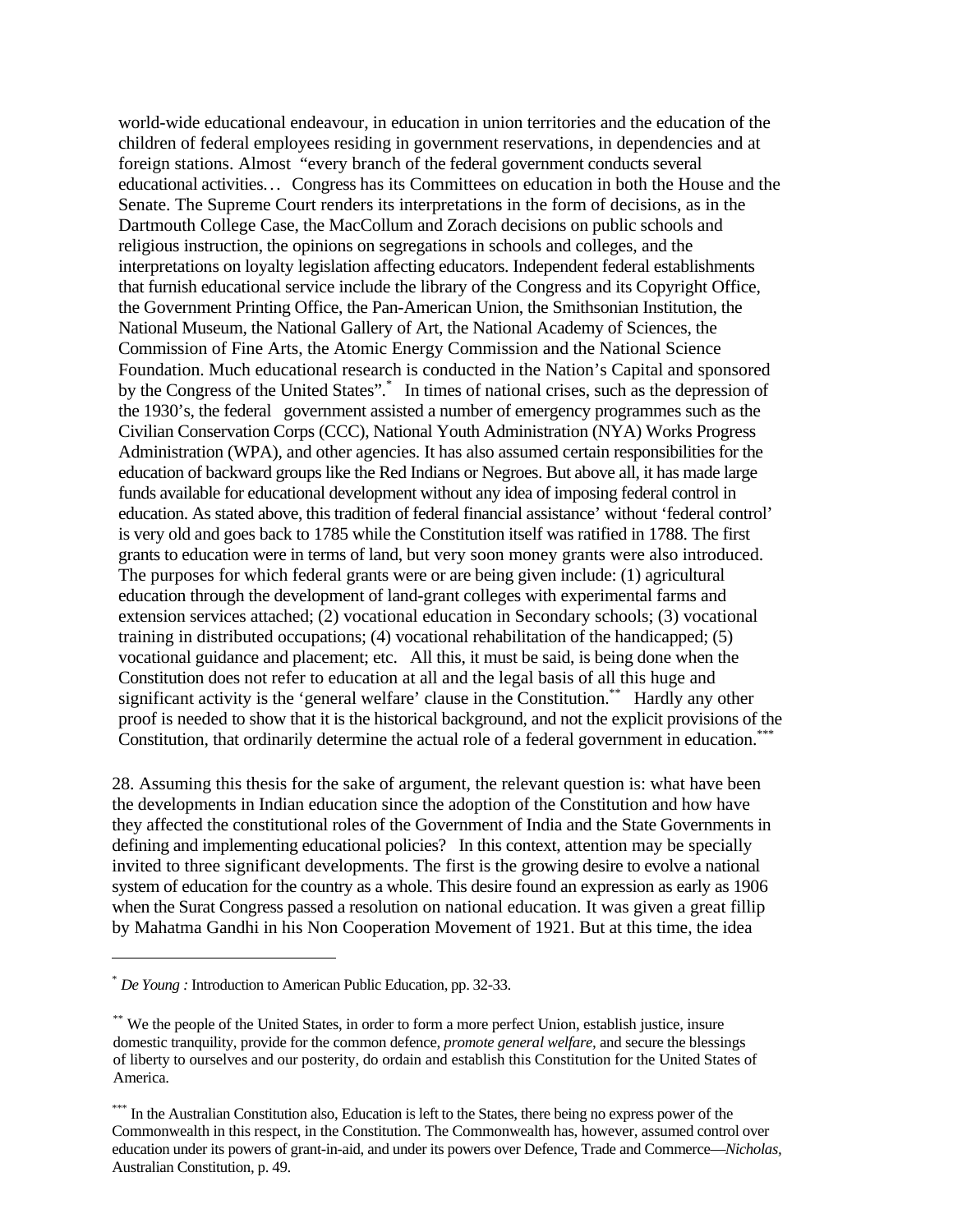world-wide educational endeavour, in education in union territories and the education of the children of federal employees residing in government reservations, in dependencies and at foreign stations. Almost "every branch of the federal government conducts several educational activities… Congress has its Committees on education in both the House and the Senate. The Supreme Court renders its interpretations in the form of decisions, as in the Dartmouth College Case, the MacCollum and Zorach decisions on public schools and religious instruction, the opinions on segregations in schools and colleges, and the interpretations on loyalty legislation affecting educators. Independent federal establishments that furnish educational service include the library of the Congress and its Copyright Office, the Government Printing Office, the Pan-American Union, the Smithsonian Institution, the National Museum, the National Gallery of Art, the National Academy of Sciences, the Commission of Fine Arts, the Atomic Energy Commission and the National Science Foundation. Much educational research is conducted in the Nation's Capital and sponsored by the Congress of the United States".[*] In times of national crises, such as the depression of the 1930's, the federal government assisted a number of emergency programmes such as the Civilian Conservation Corps (CCC), National Youth Administration (NYA) Works Progress Administration (WPA), and other agencies. It has also assumed certain responsibilities for the education of backward groups like the Red Indians or Negroes. But above all, it has made large funds available for educational development without any idea of imposing federal control in education. As stated above, this tradition of federal financial assistance' without 'federal control' is very old and goes back to 1785 while the Constitution itself was ratified in 1788. The first grants to education were in terms of land, but very soon money grants were also introduced. The purposes for which federal grants were or are being given include: (1) agricultural education through the development of land-grant colleges with experimental farms and extension services attached; (2) vocational education in Secondary schools; (3) vocational training in distributed occupations; (4) vocational rehabilitation of the handicapped; (5) vocational guidance and placement; etc. All this, it must be said, is being done when the Constitution does not refer to education at all and the legal basis of all this huge and significant activity is the 'general welfare' clause in the Constitution.[**] Hardly any other proof is needed to show that it is the historical background, and not the explicit provisions of the Constitution, that ordinarily determine the actual role of a federal government in education.[***]

28. Assuming this thesis for the sake of argument, the relevant question is: what have been the developments in Indian education since the adoption of the Constitution and how have they affected the constitutional roles of the Government of India and the State Governments in defining and implementing educational policies? In this context, attention may be specially invited to three significant developments. The first is the growing desire to evolve a national system of education for the country as a whole. This desire found an expression as early as 1906 when the Surat Congress passed a resolution on national education. It was given a great fillip by Mahatma Gandhi in his Non Cooperation Movement of 1921. But at this time, the idea

---

[*] *De Young :* Introduction to American Public Education, pp. 32-33.

[**] We the people of the United States, in order to form a more perfect Union, establish justice, insure domestic tranquility, provide for the common defence, *promote general welfare*, and secure the blessings of liberty to ourselves and our posterity, do ordain and establish this Constitution for the United States of America.

[***] In the Australian Constitution also, Education is left to the States, there being no express power of the Commonwealth in this respect, in the Constitution. The Commonwealth has, however, assumed control over education under its powers of grant-in-aid, and under its powers over Defence, Trade and Commerce—*Nicholas,* Australian Constitution, p. 49.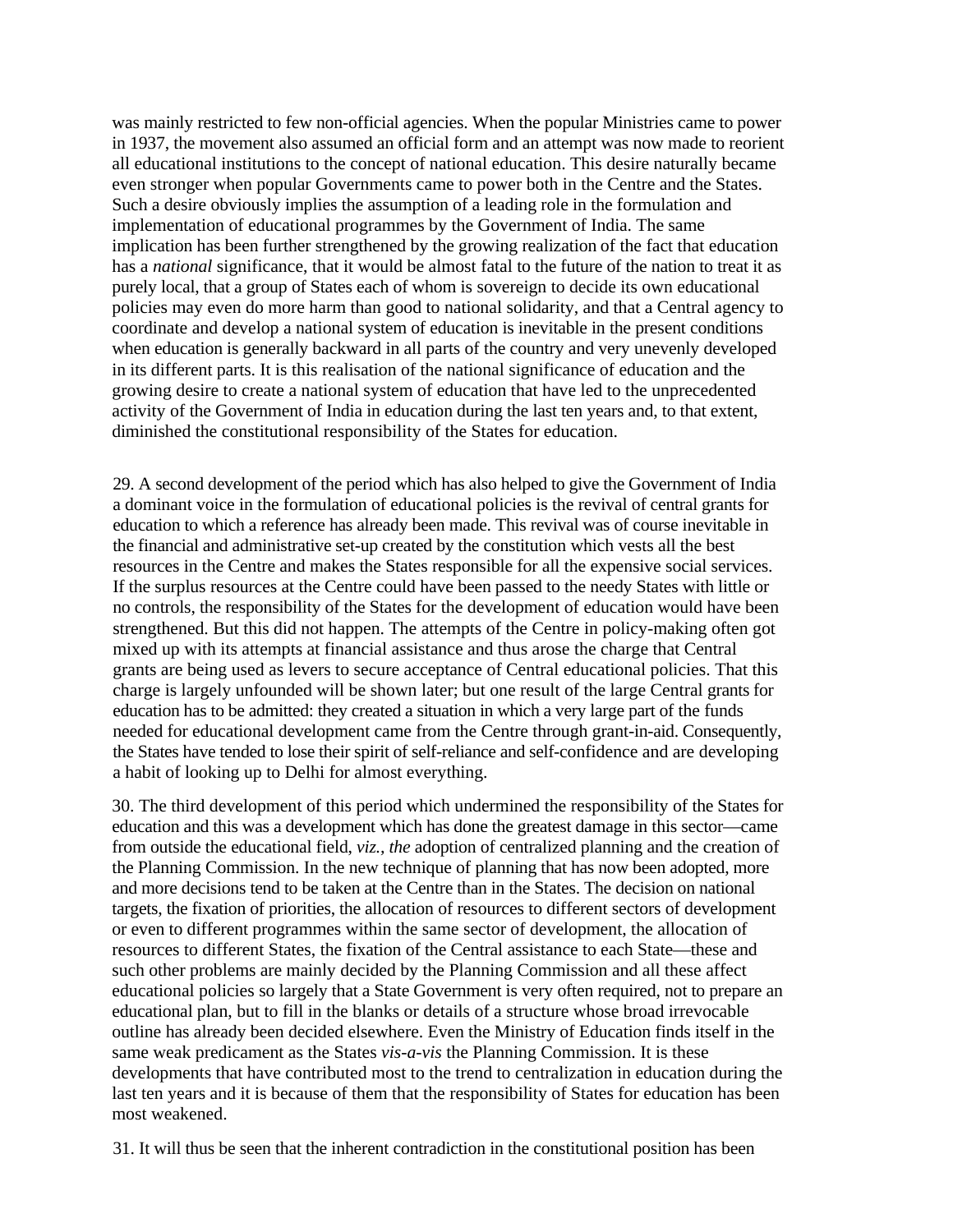was mainly restricted to few non-official agencies. When the popular Ministries came to power in 1937, the movement also assumed an official form and an attempt was now made to reorient all educational institutions to the concept of national education. This desire naturally became even stronger when popular Governments came to power both in the Centre and the States. Such a desire obviously implies the assumption of a leading role in the formulation and implementation of educational programmes by the Government of India. The same implication has been further strengthened by the growing realization of the fact that education has a *national* significance, that it would be almost fatal to the future of the nation to treat it as purely local, that a group of States each of whom is sovereign to decide its own educational policies may even do more harm than good to national solidarity, and that a Central agency to coordinate and develop a national system of education is inevitable in the present conditions when education is generally backward in all parts of the country and very unevenly developed in its different parts. It is this realisation of the national significance of education and the growing desire to create a national system of education that have led to the unprecedented activity of the Government of India in education during the last ten years and, to that extent, diminished the constitutional responsibility of the States for education.

29. A second development of the period which has also helped to give the Government of India a dominant voice in the formulation of educational policies is the revival of central grants for education to which a reference has already been made. This revival was of course inevitable in the financial and administrative set-up created by the constitution which vests all the best resources in the Centre and makes the States responsible for all the expensive social services. If the surplus resources at the Centre could have been passed to the needy States with little or no controls, the responsibility of the States for the development of education would have been strengthened. But this did not happen. The attempts of the Centre in policy-making often got mixed up with its attempts at financial assistance and thus arose the charge that Central grants are being used as levers to secure acceptance of Central educational policies. That this charge is largely unfounded will be shown later; but one result of the large Central grants for education has to be admitted: they created a situation in which a very large part of the funds needed for educational development came from the Centre through grant-in-aid. Consequently, the States have tended to lose their spirit of self-reliance and self-confidence and are developing a habit of looking up to Delhi for almost everything.

30. The third development of this period which undermined the responsibility of the States for education and this was a development which has done the greatest damage in this sector—came from outside the educational field, *viz., the* adoption of centralized planning and the creation of the Planning Commission. In the new technique of planning that has now been adopted, more and more decisions tend to be taken at the Centre than in the States. The decision on national targets, the fixation of priorities, the allocation of resources to different sectors of development or even to different programmes within the same sector of development, the allocation of resources to different States, the fixation of the Central assistance to each State—these and such other problems are mainly decided by the Planning Commission and all these affect educational policies so largely that a State Government is very often required, not to prepare an educational plan, but to fill in the blanks or details of a structure whose broad irrevocable outline has already been decided elsewhere. Even the Ministry of Education finds itself in the same weak predicament as the States *vis-a-vis* the Planning Commission. It is these developments that have contributed most to the trend to centralization in education during the last ten years and it is because of them that the responsibility of States for education has been most weakened.

31. It will thus be seen that the inherent contradiction in the constitutional position has been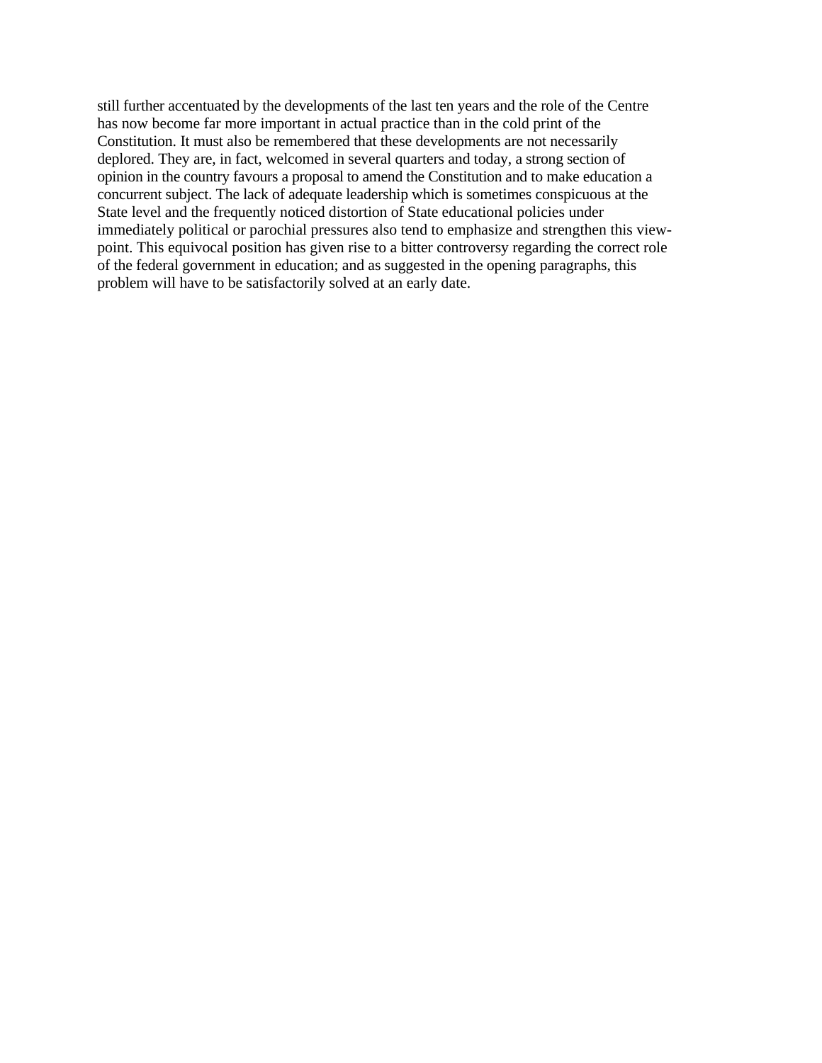still further accentuated by the developments of the last ten years and the role of the Centre has now become far more important in actual practice than in the cold print of the Constitution. It must also be remembered that these developments are not necessarily deplored. They are, in fact, welcomed in several quarters and today, a strong section of opinion in the country favours a proposal to amend the Constitution and to make education a concurrent subject. The lack of adequate leadership which is sometimes conspicuous at the State level and the frequently noticed distortion of State educational policies under immediately political or parochial pressures also tend to emphasize and strengthen this view-point. This equivocal position has given rise to a bitter controversy regarding the correct role of the federal government in education; and as suggested in the opening paragraphs, this problem will have to be satisfactorily solved at an early date.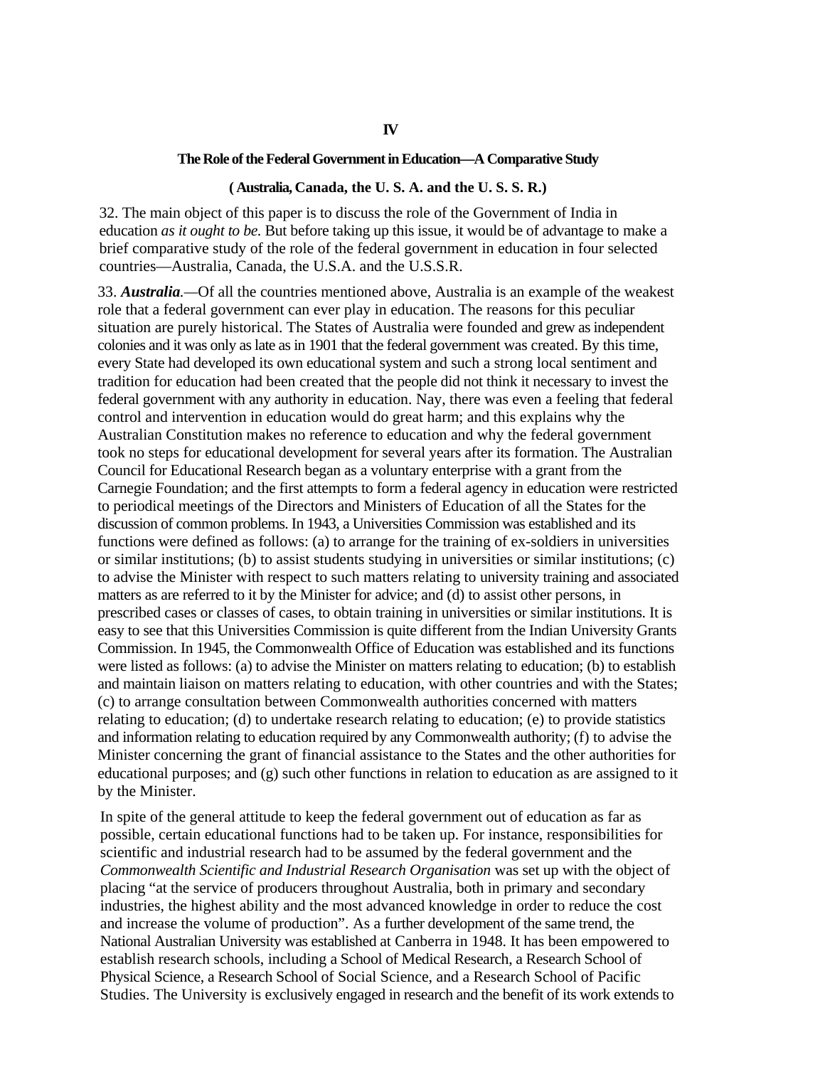# IV

## The Role of the Federal Government in Education—A Comparative Study

### ( Australia, Canada, the U. S. A. and the U. S. S. R.)

32. The main object of this paper is to discuss the role of the Government of India in education *as it ought to be.* But before taking up this issue, it would be of advantage to make a brief comparative study of the role of the federal government in education in four selected countries—Australia, Canada, the U.S.A. and the U.S.S.R.

33. ***Australia.***—Of all the countries mentioned above, Australia is an example of the weakest role that a federal government can ever play in education. The reasons for this peculiar situation are purely historical. The States of Australia were founded and grew as independent colonies and it was only as late as in 1901 that the federal government was created. By this time, every State had developed its own educational system and such a strong local sentiment and tradition for education had been created that the people did not think it necessary to invest the federal government with any authority in education. Nay, there was even a feeling that federal control and intervention in education would do great harm; and this explains why the Australian Constitution makes no reference to education and why the federal government took no steps for educational development for several years after its formation. The Australian Council for Educational Research began as a voluntary enterprise with a grant from the Carnegie Foundation; and the first attempts to form a federal agency in education were restricted to periodical meetings of the Directors and Ministers of Education of all the States for the discussion of common problems. In 1943, a Universities Commission was established and its functions were defined as follows: (a) to arrange for the training of ex-soldiers in universities or similar institutions; (b) to assist students studying in universities or similar institutions; (c) to advise the Minister with respect to such matters relating to university training and associated matters as are referred to it by the Minister for advice; and (d) to assist other persons, in prescribed cases or classes of cases, to obtain training in universities or similar institutions. It is easy to see that this Universities Commission is quite different from the Indian University Grants Commission. In 1945, the Commonwealth Office of Education was established and its functions were listed as follows: (a) to advise the Minister on matters relating to education; (b) to establish and maintain liaison on matters relating to education, with other countries and with the States; (c) to arrange consultation between Commonwealth authorities concerned with matters relating to education; (d) to undertake research relating to education; (e) to provide statistics and information relating to education required by any Commonwealth authority; (f) to advise the Minister concerning the grant of financial assistance to the States and the other authorities for educational purposes; and (g) such other functions in relation to education as are assigned to it by the Minister.

In spite of the general attitude to keep the federal government out of education as far as possible, certain educational functions had to be taken up. For instance, responsibilities for scientific and industrial research had to be assumed by the federal government and the *Commonwealth Scientific and Industrial Research Organisation* was set up with the object of placing "at the service of producers throughout Australia, both in primary and secondary industries, the highest ability and the most advanced knowledge in order to reduce the cost and increase the volume of production". As a further development of the same trend, the National Australian University was established at Canberra in 1948. It has been empowered to establish research schools, including a School of Medical Research, a Research School of Physical Science, a Research School of Social Science, and a Research School of Pacific Studies. The University is exclusively engaged in research and the benefit of its work extends to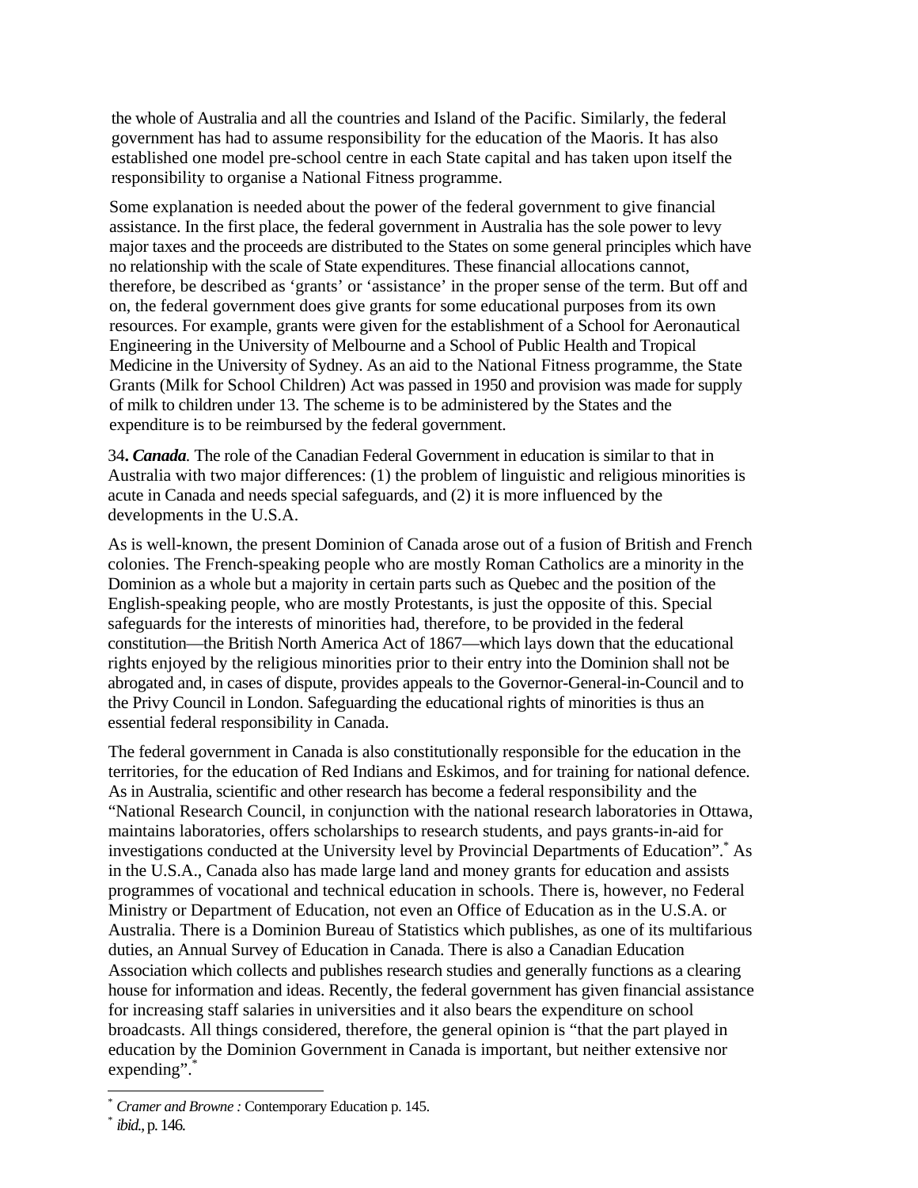the whole of Australia and all the countries and Island of the Pacific. Similarly, the federal government has had to assume responsibility for the education of the Maoris. It has also established one model pre-school centre in each State capital and has taken upon itself the responsibility to organise a National Fitness programme.

Some explanation is needed about the power of the federal government to give financial assistance. In the first place, the federal government in Australia has the sole power to levy major taxes and the proceeds are distributed to the States on some general principles which have no relationship with the scale of State expenditures. These financial allocations cannot, therefore, be described as 'grants' or 'assistance' in the proper sense of the term. But off and on, the federal government does give grants for some educational purposes from its own resources. For example, grants were given for the establishment of a School for Aeronautical Engineering in the University of Melbourne and a School of Public Health and Tropical Medicine in the University of Sydney. As an aid to the National Fitness programme, the State Grants (Milk for School Children) Act was passed in 1950 and provision was made for supply of milk to children under 13. The scheme is to be administered by the States and the expenditure is to be reimbursed by the federal government.

34**.** ***Canada****.* The role of the Canadian Federal Government in education is similar to that in Australia with two major differences: (1) the problem of linguistic and religious minorities is acute in Canada and needs special safeguards, and (2) it is more influenced by the developments in the U.S.A.

As is well-known, the present Dominion of Canada arose out of a fusion of British and French colonies. The French-speaking people who are mostly Roman Catholics are a minority in the Dominion as a whole but a majority in certain parts such as Quebec and the position of the English-speaking people, who are mostly Protestants, is just the opposite of this. Special safeguards for the interests of minorities had, therefore, to be provided in the federal constitution—the British North America Act of 1867—which lays down that the educational rights enjoyed by the religious minorities prior to their entry into the Dominion shall not be abrogated and, in cases of dispute, provides appeals to the Governor-General-in-Council and to the Privy Council in London. Safeguarding the educational rights of minorities is thus an essential federal responsibility in Canada.

The federal government in Canada is also constitutionally responsible for the education in the territories, for the education of Red Indians and Eskimos, and for training for national defence. As in Australia, scientific and other research has become a federal responsibility and the "National Research Council, in conjunction with the national research laboratories in Ottawa, maintains laboratories, offers scholarships to research students, and pays grants-in-aid for investigations conducted at the University level by Provincial Departments of Education".[*] As in the U.S.A., Canada also has made large land and money grants for education and assists programmes of vocational and technical education in schools. There is, however, no Federal Ministry or Department of Education, not even an Office of Education as in the U.S.A. or Australia. There is a Dominion Bureau of Statistics which publishes, as one of its multifarious duties, an Annual Survey of Education in Canada. There is also a Canadian Education Association which collects and publishes research studies and generally functions as a clearing house for information and ideas. Recently, the federal government has given financial assistance for increasing staff salaries in universities and it also bears the expenditure on school broadcasts. All things considered, therefore, the general opinion is "that the part played in education by the Dominion Government in Canada is important, but neither extensive nor expending".[*]

---

[*] *Cramer and Browne :* Contemporary Education p. 145.

[*] *ibid.*, p. 146.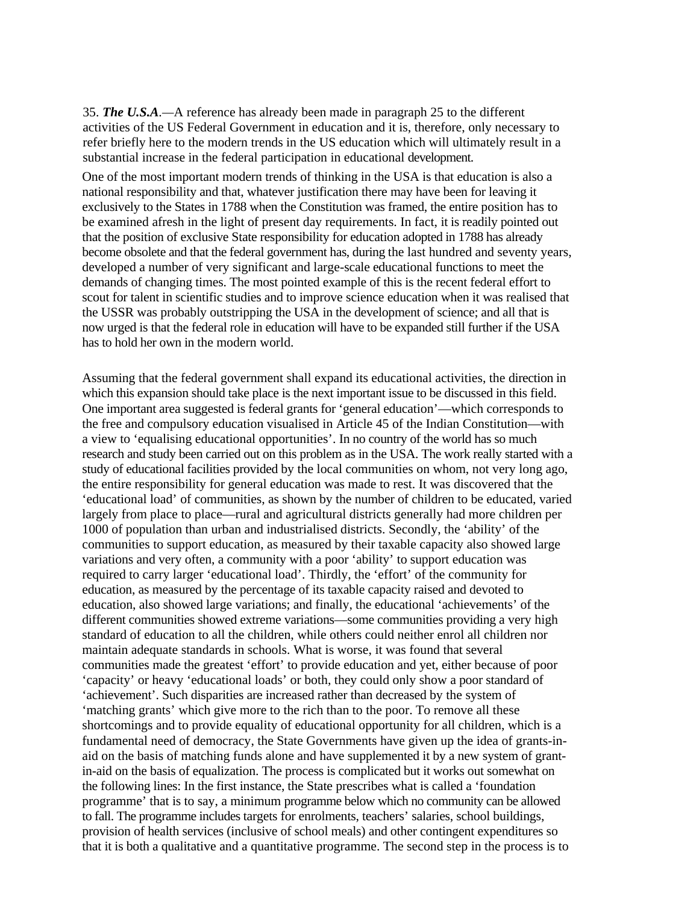35. ***The U.S.A***.—A reference has already been made in paragraph 25 to the different activities of the US Federal Government in education and it is, therefore, only necessary to refer briefly here to the modern trends in the US education which will ultimately result in a substantial increase in the federal participation in educational development.

One of the most important modern trends of thinking in the USA is that education is also a national responsibility and that, whatever justification there may have been for leaving it exclusively to the States in 1788 when the Constitution was framed, the entire position has to be examined afresh in the light of present day requirements. In fact, it is readily pointed out that the position of exclusive State responsibility for education adopted in 1788 has already become obsolete and that the federal government has, during the last hundred and seventy years, developed a number of very significant and large-scale educational functions to meet the demands of changing times. The most pointed example of this is the recent federal effort to scout for talent in scientific studies and to improve science education when it was realised that the USSR was probably outstripping the USA in the development of science; and all that is now urged is that the federal role in education will have to be expanded still further if the USA has to hold her own in the modern world.

Assuming that the federal government shall expand its educational activities, the direction in which this expansion should take place is the next important issue to be discussed in this field. One important area suggested is federal grants for 'general education'—which corresponds to the free and compulsory education visualised in Article 45 of the Indian Constitution—with a view to 'equalising educational opportunities'. In no country of the world has so much research and study been carried out on this problem as in the USA. The work really started with a study of educational facilities provided by the local communities on whom, not very long ago, the entire responsibility for general education was made to rest. It was discovered that the 'educational load' of communities, as shown by the number of children to be educated, varied largely from place to place—rural and agricultural districts generally had more children per 1000 of population than urban and industrialised districts. Secondly, the 'ability' of the communities to support education, as measured by their taxable capacity also showed large variations and very often, a community with a poor 'ability' to support education was required to carry larger 'educational load'. Thirdly, the 'effort' of the community for education, as measured by the percentage of its taxable capacity raised and devoted to education, also showed large variations; and finally, the educational 'achievements' of the different communities showed extreme variations—some communities providing a very high standard of education to all the children, while others could neither enrol all children nor maintain adequate standards in schools. What is worse, it was found that several communities made the greatest 'effort' to provide education and yet, either because of poor 'capacity' or heavy 'educational loads' or both, they could only show a poor standard of 'achievement'. Such disparities are increased rather than decreased by the system of 'matching grants' which give more to the rich than to the poor. To remove all these shortcomings and to provide equality of educational opportunity for all children, which is a fundamental need of democracy, the State Governments have given up the idea of grants-in-aid on the basis of matching funds alone and have supplemented it by a new system of grant-in-aid on the basis of equalization. The process is complicated but it works out somewhat on the following lines: In the first instance, the State prescribes what is called a 'foundation programme' that is to say, a minimum programme below which no community can be allowed to fall. The programme includes targets for enrolments, teachers' salaries, school buildings, provision of health services (inclusive of school meals) and other contingent expenditures so that it is both a qualitative and a quantitative programme. The second step in the process is to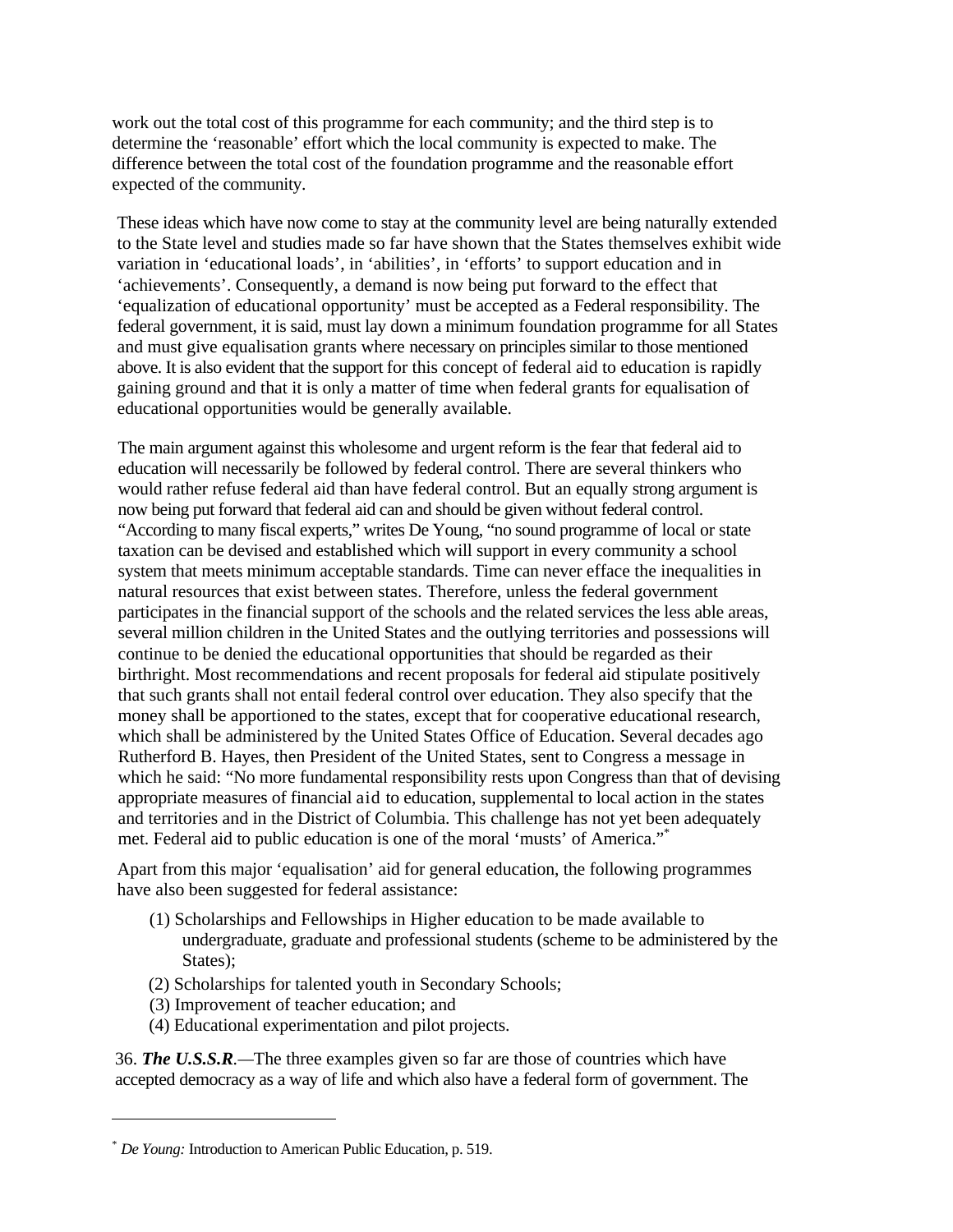work out the total cost of this programme for each community; and the third step is to determine the 'reasonable' effort which the local community is expected to make. The difference between the total cost of the foundation programme and the reasonable effort expected of the community.

These ideas which have now come to stay at the community level are being naturally extended to the State level and studies made so far have shown that the States themselves exhibit wide variation in 'educational loads', in 'abilities', in 'efforts' to support education and in 'achievements'. Consequently, a demand is now being put forward to the effect that 'equalization of educational opportunity' must be accepted as a Federal responsibility. The federal government, it is said, must lay down a minimum foundation programme for all States and must give equalisation grants where necessary on principles similar to those mentioned above. It is also evident that the support for this concept of federal aid to education is rapidly gaining ground and that it is only a matter of time when federal grants for equalisation of educational opportunities would be generally available.

The main argument against this wholesome and urgent reform is the fear that federal aid to education will necessarily be followed by federal control. There are several thinkers who would rather refuse federal aid than have federal control. But an equally strong argument is now being put forward that federal aid can and should be given without federal control. "According to many fiscal experts," writes De Young, "no sound programme of local or state taxation can be devised and established which will support in every community a school system that meets minimum acceptable standards. Time can never efface the inequalities in natural resources that exist between states. Therefore, unless the federal government participates in the financial support of the schools and the related services the less able areas, several million children in the United States and the outlying territories and possessions will continue to be denied the educational opportunities that should be regarded as their birthright. Most recommendations and recent proposals for federal aid stipulate positively that such grants shall not entail federal control over education. They also specify that the money shall be apportioned to the states, except that for cooperative educational research, which shall be administered by the United States Office of Education. Several decades ago Rutherford B. Hayes, then President of the United States, sent to Congress a message in which he said: "No more fundamental responsibility rests upon Congress than that of devising appropriate measures of financial aid to education, supplemental to local action in the states and territories and in the District of Columbia. This challenge has not yet been adequately met. Federal aid to public education is one of the moral 'musts' of America."[*]

Apart from this major 'equalisation' aid for general education, the following programmes have also been suggested for federal assistance:

(1) Scholarships and Fellowships in Higher education to be made available to undergraduate, graduate and professional students (scheme to be administered by the States);
(2) Scholarships for talented youth in Secondary Schools;
(3) Improvement of teacher education; and
(4) Educational experimentation and pilot projects.

36. ***The U.S.S.R.***—The three examples given so far are those of countries which have accepted democracy as a way of life and which also have a federal form of government. The

---

[*] *De Young:* Introduction to American Public Education, p. 519.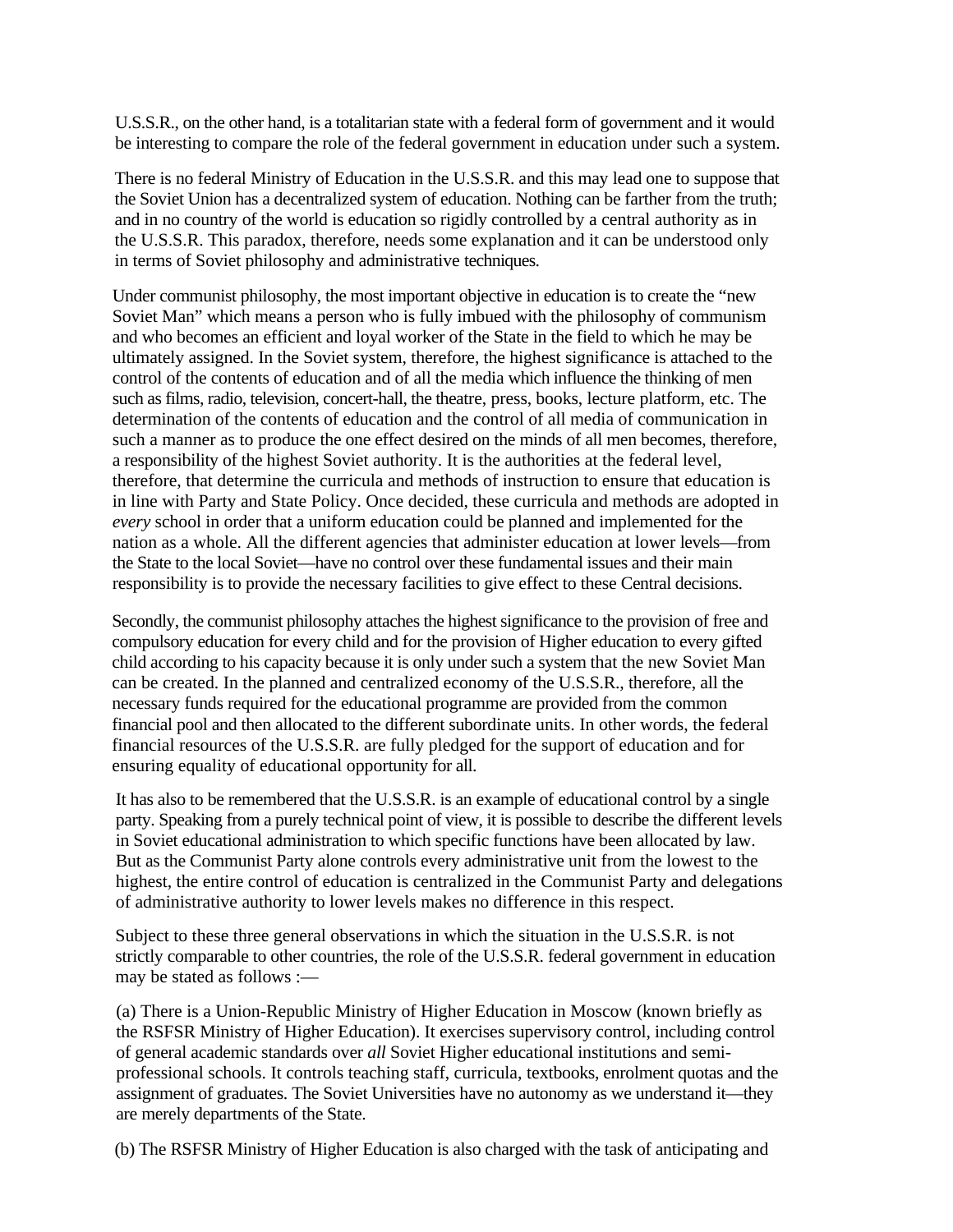U.S.S.R., on the other hand, is a totalitarian state with a federal form of government and it would be interesting to compare the role of the federal government in education under such a system.

There is no federal Ministry of Education in the U.S.S.R. and this may lead one to suppose that the Soviet Union has a decentralized system of education. Nothing can be farther from the truth; and in no country of the world is education so rigidly controlled by a central authority as in the U.S.S.R. This paradox, therefore, needs some explanation and it can be understood only in terms of Soviet philosophy and administrative techniques.

Under communist philosophy, the most important objective in education is to create the "new Soviet Man" which means a person who is fully imbued with the philosophy of communism and who becomes an efficient and loyal worker of the State in the field to which he may be ultimately assigned. In the Soviet system, therefore, the highest significance is attached to the control of the contents of education and of all the media which influence the thinking of men such as films, radio, television, concert-hall, the theatre, press, books, lecture platform, etc. The determination of the contents of education and the control of all media of communication in such a manner as to produce the one effect desired on the minds of all men becomes, therefore, a responsibility of the highest Soviet authority. It is the authorities at the federal level, therefore, that determine the curricula and methods of instruction to ensure that education is in line with Party and State Policy. Once decided, these curricula and methods are adopted in *every* school in order that a uniform education could be planned and implemented for the nation as a whole. All the different agencies that administer education at lower levels—from the State to the local Soviet—have no control over these fundamental issues and their main responsibility is to provide the necessary facilities to give effect to these Central decisions.

Secondly, the communist philosophy attaches the highest significance to the provision of free and compulsory education for every child and for the provision of Higher education to every gifted child according to his capacity because it is only under such a system that the new Soviet Man can be created. In the planned and centralized economy of the U.S.S.R., therefore, all the necessary funds required for the educational programme are provided from the common financial pool and then allocated to the different subordinate units. In other words, the federal financial resources of the U.S.S.R. are fully pledged for the support of education and for ensuring equality of educational opportunity for all.

It has also to be remembered that the U.S.S.R. is an example of educational control by a single party. Speaking from a purely technical point of view, it is possible to describe the different levels in Soviet educational administration to which specific functions have been allocated by law. But as the Communist Party alone controls every administrative unit from the lowest to the highest, the entire control of education is centralized in the Communist Party and delegations of administrative authority to lower levels makes no difference in this respect.

Subject to these three general observations in which the situation in the U.S.S.R. is not strictly comparable to other countries, the role of the U.S.S.R. federal government in education may be stated as follows :—

(a) There is a Union-Republic Ministry of Higher Education in Moscow (known briefly as the RSFSR Ministry of Higher Education). It exercises supervisory control, including control of general academic standards over *all* Soviet Higher educational institutions and semi-professional schools. It controls teaching staff, curricula, textbooks, enrolment quotas and the assignment of graduates. The Soviet Universities have no autonomy as we understand it—they are merely departments of the State.

(b) The RSFSR Ministry of Higher Education is also charged with the task of anticipating and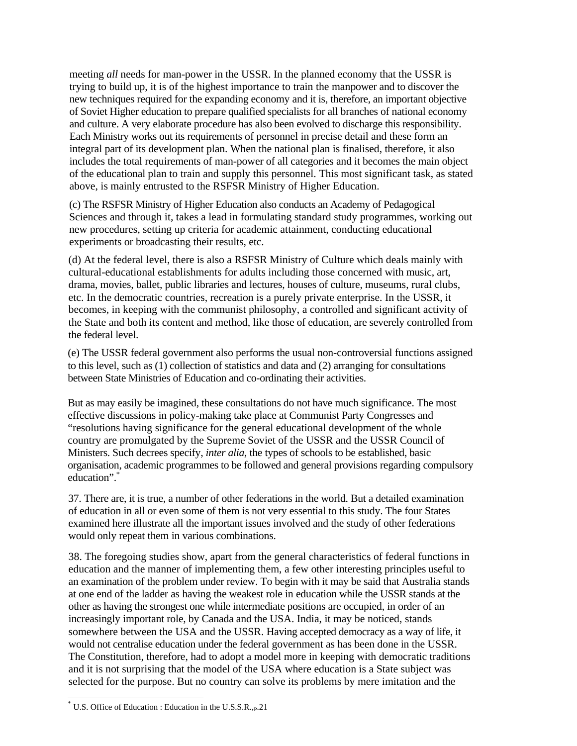meeting *all* needs for man-power in the USSR. In the planned economy that the USSR is trying to build up, it is of the highest importance to train the manpower and to discover the new techniques required for the expanding economy and it is, therefore, an important objective of Soviet Higher education to prepare qualified specialists for all branches of national economy and culture. A very elaborate procedure has also been evolved to discharge this responsibility. Each Ministry works out its requirements of personnel in precise detail and these form an integral part of its development plan. When the national plan is finalised, therefore, it also includes the total requirements of man-power of all categories and it becomes the main object of the educational plan to train and supply this personnel. This most significant task, as stated above, is mainly entrusted to the RSFSR Ministry of Higher Education.

(c) The RSFSR Ministry of Higher Education also conducts an Academy of Pedagogical Sciences and through it, takes a lead in formulating standard study programmes, working out new procedures, setting up criteria for academic attainment, conducting educational experiments or broadcasting their results, etc.

(d) At the federal level, there is also a RSFSR Ministry of Culture which deals mainly with cultural-educational establishments for adults including those concerned with music, art, drama, movies, ballet, public libraries and lectures, houses of culture, museums, rural clubs, etc. In the democratic countries, recreation is a purely private enterprise. In the USSR, it becomes, in keeping with the communist philosophy, a controlled and significant activity of the State and both its content and method, like those of education, are severely controlled from the federal level.

(e) The USSR federal government also performs the usual non-controversial functions assigned to this level, such as (1) collection of statistics and data and (2) arranging for consultations between State Ministries of Education and co-ordinating their activities.

But as may easily be imagined, these consultations do not have much significance. The most effective discussions in policy-making take place at Communist Party Congresses and "resolutions having significance for the general educational development of the whole country are promulgated by the Supreme Soviet of the USSR and the USSR Council of Ministers. Such decrees specify, *inter alia*, the types of schools to be established, basic organisation, academic programmes to be followed and general provisions regarding compulsory education".[*]

37. There are, it is true, a number of other federations in the world. But a detailed examination of education in all or even some of them is not very essential to this study. The four States examined here illustrate all the important issues involved and the study of other federations would only repeat them in various combinations.

38. The foregoing studies show, apart from the general characteristics of federal functions in education and the manner of implementing them, a few other interesting principles useful to an examination of the problem under review. To begin with it may be said that Australia stands at one end of the ladder as having the weakest role in education while the USSR stands at the other as having the strongest one while intermediate positions are occupied, in order of an increasingly important role, by Canada and the USA. India, it may be noticed, stands somewhere between the USA and the USSR. Having accepted democracy as a way of life, it would not centralise education under the federal government as has been done in the USSR. The Constitution, therefore, had to adopt a model more in keeping with democratic traditions and it is not surprising that the model of the USA where education is a State subject was selected for the purpose. But no country can solve its problems by mere imitation and the

[*] U.S. Office of Education : Education in the U.S.S.R., p.21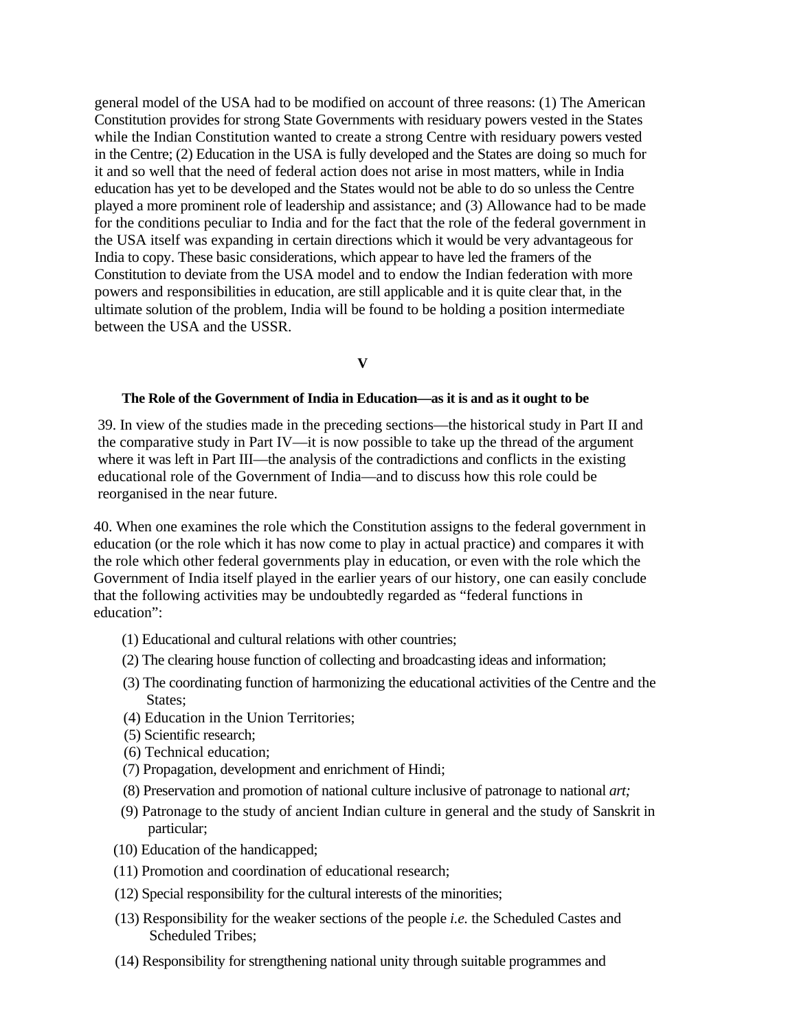general model of the USA had to be modified on account of three reasons: (1) The American Constitution provides for strong State Governments with residuary powers vested in the States while the Indian Constitution wanted to create a strong Centre with residuary powers vested in the Centre; (2) Education in the USA is fully developed and the States are doing so much for it and so well that the need of federal action does not arise in most matters, while in India education has yet to be developed and the States would not be able to do so unless the Centre played a more prominent role of leadership and assistance; and (3) Allowance had to be made for the conditions peculiar to India and for the fact that the role of the federal government in the USA itself was expanding in certain directions which it would be very advantageous for India to copy. These basic considerations, which appear to have led the framers of the Constitution to deviate from the USA model and to endow the Indian federation with more powers and responsibilities in education, are still applicable and it is quite clear that, in the ultimate solution of the problem, India will be found to be holding a position intermediate between the USA and the USSR.

## V

### The Role of the Government of India in Education—as it is and as it ought to be

39. In view of the studies made in the preceding sections—the historical study in Part II and the comparative study in Part IV—it is now possible to take up the thread of the argument where it was left in Part III—the analysis of the contradictions and conflicts in the existing educational role of the Government of India—and to discuss how this role could be reorganised in the near future.

40. When one examines the role which the Constitution assigns to the federal government in education (or the role which it has now come to play in actual practice) and compares it with the role which other federal governments play in education, or even with the role which the Government of India itself played in the earlier years of our history, one can easily conclude that the following activities may be undoubtedly regarded as "federal functions in education":

(1) Educational and cultural relations with other countries;

(2) The clearing house function of collecting and broadcasting ideas and information;

(3) The coordinating function of harmonizing the educational activities of the Centre and the States;

(4) Education in the Union Territories;

(5) Scientific research;

(6) Technical education;

(7) Propagation, development and enrichment of Hindi;

(8) Preservation and promotion of national culture inclusive of patronage to national *art;*

(9) Patronage to the study of ancient Indian culture in general and the study of Sanskrit in particular;

(10) Education of the handicapped;

(11) Promotion and coordination of educational research;

(12) Special responsibility for the cultural interests of the minorities;

(13) Responsibility for the weaker sections of the people *i.e.* the Scheduled Castes and Scheduled Tribes;

(14) Responsibility for strengthening national unity through suitable programmes and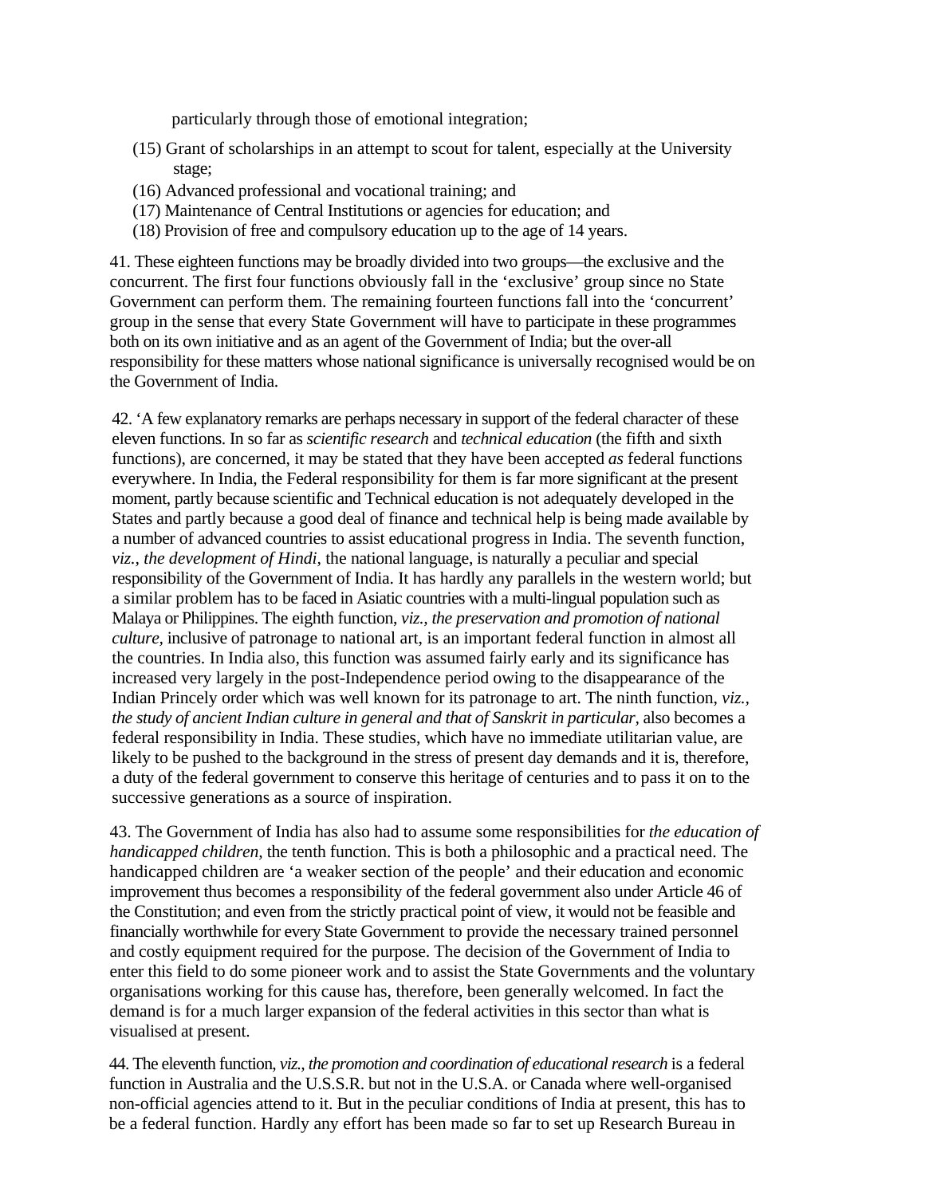particularly through those of emotional integration;

(15) Grant of scholarships in an attempt to scout for talent, especially at the University stage;
(16) Advanced professional and vocational training; and
(17) Maintenance of Central Institutions or agencies for education; and
(18) Provision of free and compulsory education up to the age of 14 years.

41. These eighteen functions may be broadly divided into two groups—the exclusive and the concurrent. The first four functions obviously fall in the 'exclusive' group since no State Government can perform them. The remaining fourteen functions fall into the 'concurrent' group in the sense that every State Government will have to participate in these programmes both on its own initiative and as an agent of the Government of India; but the over-all responsibility for these matters whose national significance is universally recognised would be on the Government of India.

42. 'A few explanatory remarks are perhaps necessary in support of the federal character of these eleven functions. In so far as *scientific research* and *technical education* (the fifth and sixth functions), are concerned, it may be stated that they have been accepted *as* federal functions everywhere. In India, the Federal responsibility for them is far more significant at the present moment, partly because scientific and Technical education is not adequately developed in the States and partly because a good deal of finance and technical help is being made available by a number of advanced countries to assist educational progress in India. The seventh function, *viz., the development of Hindi*, the national language, is naturally a peculiar and special responsibility of the Government of India. It has hardly any parallels in the western world; but a similar problem has to be faced in Asiatic countries with a multi-lingual population such as Malaya or Philippines. The eighth function, *viz., the preservation and promotion of national culture*, inclusive of patronage to national art, is an important federal function in almost all the countries. In India also, this function was assumed fairly early and its significance has increased very largely in the post-Independence period owing to the disappearance of the Indian Princely order which was well known for its patronage to art. The ninth function, *viz., the study of ancient Indian culture in general and that of Sanskrit in particular*, also becomes a federal responsibility in India. These studies, which have no immediate utilitarian value, are likely to be pushed to the background in the stress of present day demands and it is, therefore, a duty of the federal government to conserve this heritage of centuries and to pass it on to the successive generations as a source of inspiration.

43. The Government of India has also had to assume some responsibilities for *the education of handicapped children*, the tenth function. This is both a philosophic and a practical need. The handicapped children are 'a weaker section of the people' and their education and economic improvement thus becomes a responsibility of the federal government also under Article 46 of the Constitution; and even from the strictly practical point of view, it would not be feasible and financially worthwhile for every State Government to provide the necessary trained personnel and costly equipment required for the purpose. The decision of the Government of India to enter this field to do some pioneer work and to assist the State Governments and the voluntary organisations working for this cause has, therefore, been generally welcomed. In fact the demand is for a much larger expansion of the federal activities in this sector than what is visualised at present.

44. The eleventh function, *viz., the promotion and coordination of educational research* is a federal function in Australia and the U.S.S.R. but not in the U.S.A. or Canada where well-organised non-official agencies attend to it. But in the peculiar conditions of India at present, this has to be a federal function. Hardly any effort has been made so far to set up Research Bureau in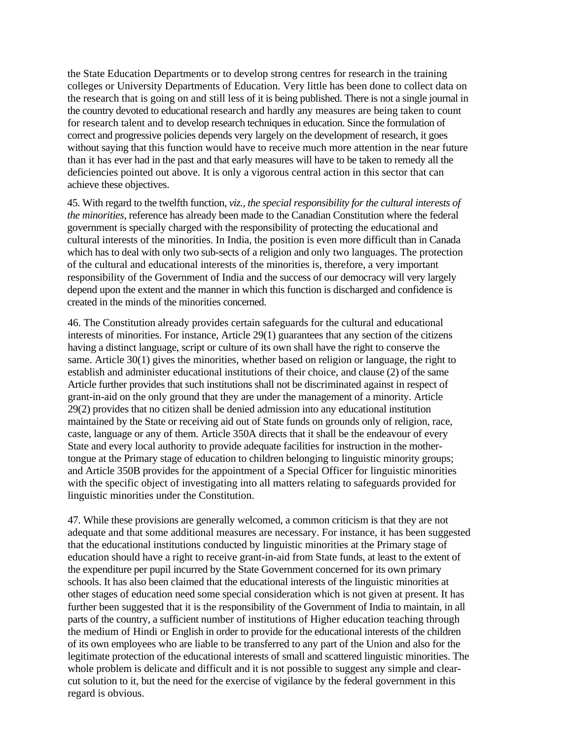the State Education Departments or to develop strong centres for research in the training colleges or University Departments of Education. Very little has been done to collect data on the research that is going on and still less of it is being published. There is not a single journal in the country devoted to educational research and hardly any measures are being taken to count for research talent and to develop research techniques in education. Since the formulation of correct and progressive policies depends very largely on the development of research, it goes without saying that this function would have to receive much more attention in the near future than it has ever had in the past and that early measures will have to be taken to remedy all the deficiencies pointed out above. It is only a vigorous central action in this sector that can achieve these objectives.

45. With regard to the twelfth function, *viz., the special responsibility for the cultural interests of the minorities*, reference has already been made to the Canadian Constitution where the federal government is specially charged with the responsibility of protecting the educational and cultural interests of the minorities. In India, the position is even more difficult than in Canada which has to deal with only two sub-sects of a religion and only two languages. The protection of the cultural and educational interests of the minorities is, therefore, a very important responsibility of the Government of India and the success of our democracy will very largely depend upon the extent and the manner in which this function is discharged and confidence is created in the minds of the minorities concerned.

46. The Constitution already provides certain safeguards for the cultural and educational interests of minorities. For instance, Article 29(1) guarantees that any section of the citizens having a distinct language, script or culture of its own shall have the right to conserve the same. Article 30(1) gives the minorities, whether based on religion or language, the right to establish and administer educational institutions of their choice, and clause (2) of the same Article further provides that such institutions shall not be discriminated against in respect of grant-in-aid on the only ground that they are under the management of a minority. Article 29(2) provides that no citizen shall be denied admission into any educational institution maintained by the State or receiving aid out of State funds on grounds only of religion, race, caste, language or any of them. Article 350A directs that it shall be the endeavour of every State and every local authority to provide adequate facilities for instruction in the mother-tongue at the Primary stage of education to children belonging to linguistic minority groups; and Article 350B provides for the appointment of a Special Officer for linguistic minorities with the specific object of investigating into all matters relating to safeguards provided for linguistic minorities under the Constitution.

47. While these provisions are generally welcomed, a common criticism is that they are not adequate and that some additional measures are necessary. For instance, it has been suggested that the educational institutions conducted by linguistic minorities at the Primary stage of education should have a right to receive grant-in-aid from State funds, at least to the extent of the expenditure per pupil incurred by the State Government concerned for its own primary schools. It has also been claimed that the educational interests of the linguistic minorities at other stages of education need some special consideration which is not given at present. It has further been suggested that it is the responsibility of the Government of India to maintain, in all parts of the country, a sufficient number of institutions of Higher education teaching through the medium of Hindi or English in order to provide for the educational interests of the children of its own employees who are liable to be transferred to any part of the Union and also for the legitimate protection of the educational interests of small and scattered linguistic minorities. The whole problem is delicate and difficult and it is not possible to suggest any simple and clear-cut solution to it, but the need for the exercise of vigilance by the federal government in this regard is obvious.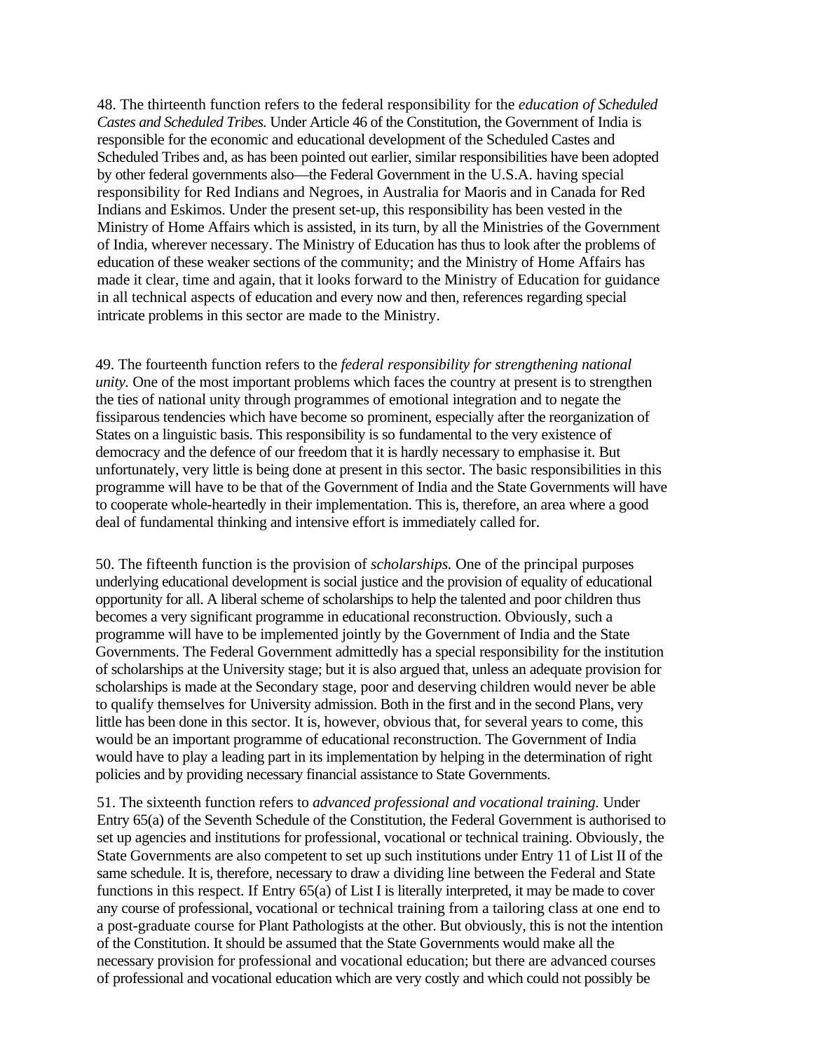48. The thirteenth function refers to the federal responsibility for the *education of Scheduled Castes and Scheduled Tribes.* Under Article 46 of the Constitution, the Government of India is responsible for the economic and educational development of the Scheduled Castes and Scheduled Tribes and, as has been pointed out earlier, similar responsibilities have been adopted by other federal governments also—the Federal Government in the U.S.A. having special responsibility for Red Indians and Negroes, in Australia for Maoris and in Canada for Red Indians and Eskimos. Under the present set-up, this responsibility has been vested in the Ministry of Home Affairs which is assisted, in its turn, by all the Ministries of the Government of India, wherever necessary. The Ministry of Education has thus to look after the problems of education of these weaker sections of the community; and the Ministry of Home Affairs has made it clear, time and again, that it looks forward to the Ministry of Education for guidance in all technical aspects of education and every now and then, references regarding special intricate problems in this sector are made to the Ministry.

49. The fourteenth function refers to the *federal responsibility for strengthening national unity.* One of the most important problems which faces the country at present is to strengthen the ties of national unity through programmes of emotional integration and to negate the fissiparous tendencies which have become so prominent, especially after the reorganization of States on a linguistic basis. This responsibility is so fundamental to the very existence of democracy and the defence of our freedom that it is hardly necessary to emphasise it. But unfortunately, very little is being done at present in this sector. The basic responsibilities in this programme will have to be that of the Government of India and the State Governments will have to cooperate whole-heartedly in their implementation. This is, therefore, an area where a good deal of fundamental thinking and intensive effort is immediately called for.

50. The fifteenth function is the provision of *scholarships.* One of the principal purposes underlying educational development is social justice and the provision of equality of educational opportunity for all. A liberal scheme of scholarships to help the talented and poor children thus becomes a very significant programme in educational reconstruction. Obviously, such a programme will have to be implemented jointly by the Government of India and the State Governments. The Federal Government admittedly has a special responsibility for the institution of scholarships at the University stage; but it is also argued that, unless an adequate provision for scholarships is made at the Secondary stage, poor and deserving children would never be able to qualify themselves for University admission. Both in the first and in the second Plans, very little has been done in this sector. It is, however, obvious that, for several years to come, this would be an important programme of educational reconstruction. The Government of India would have to play a leading part in its implementation by helping in the determination of right policies and by providing necessary financial assistance to State Governments.

51. The sixteenth function refers to *advanced professional and vocational training.* Under Entry 65(a) of the Seventh Schedule of the Constitution, the Federal Government is authorised to set up agencies and institutions for professional, vocational or technical training. Obviously, the State Governments are also competent to set up such institutions under Entry 11 of List II of the same schedule. It is, therefore, necessary to draw a dividing line between the Federal and State functions in this respect. If Entry 65(a) of List I is literally interpreted, it may be made to cover any course of professional, vocational or technical training from a tailoring class at one end to a post-graduate course for Plant Pathologists at the other. But obviously, this is not the intention of the Constitution. It should be assumed that the State Governments would make all the necessary provision for professional and vocational education; but there are advanced courses of professional and vocational education which are very costly and which could not possibly be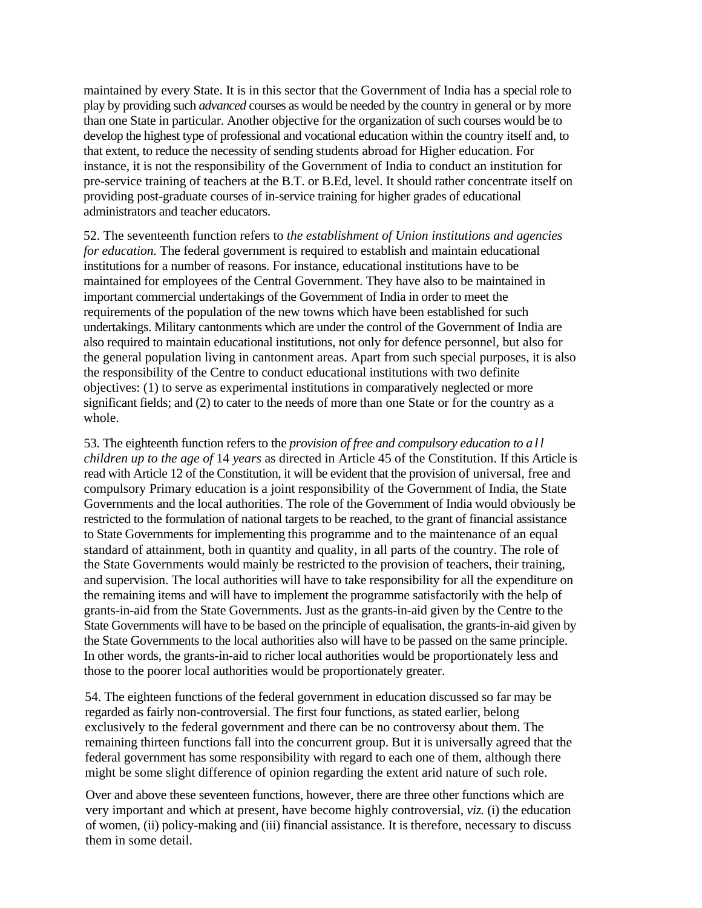maintained by every State. It is in this sector that the Government of India has a special role to play by providing such *advanced* courses as would be needed by the country in general or by more than one State in particular. Another objective for the organization of such courses would be to develop the highest type of professional and vocational education within the country itself and, to that extent, to reduce the necessity of sending students abroad for Higher education. For instance, it is not the responsibility of the Government of India to conduct an institution for pre-service training of teachers at the B.T. or B.Ed, level. It should rather concentrate itself on providing post-graduate courses of in-service training for higher grades of educational administrators and teacher educators.

52. The seventeenth function refers to *the establishment of Union institutions and agencies for education.* The federal government is required to establish and maintain educational institutions for a number of reasons. For instance, educational institutions have to be maintained for employees of the Central Government. They have also to be maintained in important commercial undertakings of the Government of India in order to meet the requirements of the population of the new towns which have been established for such undertakings. Military cantonments which are under the control of the Government of India are also required to maintain educational institutions, not only for defence personnel, but also for the general population living in cantonment areas. Apart from such special purposes, it is also the responsibility of the Centre to conduct educational institutions with two definite objectives: (1) to serve as experimental institutions in comparatively neglected or more significant fields; and (2) to cater to the needs of more than one State or for the country as a whole.

53. The eighteenth function refers to the *provision of free and compulsory education to all children up to the age of* 14 *years* as directed in Article 45 of the Constitution. If this Article is read with Article 12 of the Constitution, it will be evident that the provision of universal, free and compulsory Primary education is a joint responsibility of the Government of India, the State Governments and the local authorities. The role of the Government of India would obviously be restricted to the formulation of national targets to be reached, to the grant of financial assistance to State Governments for implementing this programme and to the maintenance of an equal standard of attainment, both in quantity and quality, in all parts of the country. The role of the State Governments would mainly be restricted to the provision of teachers, their training, and supervision. The local authorities will have to take responsibility for all the expenditure on the remaining items and will have to implement the programme satisfactorily with the help of grants-in-aid from the State Governments. Just as the grants-in-aid given by the Centre to the State Governments will have to be based on the principle of equalisation, the grants-in-aid given by the State Governments to the local authorities also will have to be passed on the same principle. In other words, the grants-in-aid to richer local authorities would be proportionately less and those to the poorer local authorities would be proportionately greater.

54. The eighteen functions of the federal government in education discussed so far may be regarded as fairly non-controversial. The first four functions, as stated earlier, belong exclusively to the federal government and there can be no controversy about them. The remaining thirteen functions fall into the concurrent group. But it is universally agreed that the federal government has some responsibility with regard to each one of them, although there might be some slight difference of opinion regarding the extent arid nature of such role.

Over and above these seventeen functions, however, there are three other functions which are very important and which at present, have become highly controversial, *viz.* (i) the education of women, (ii) policy-making and (iii) financial assistance. It is therefore, necessary to discuss them in some detail.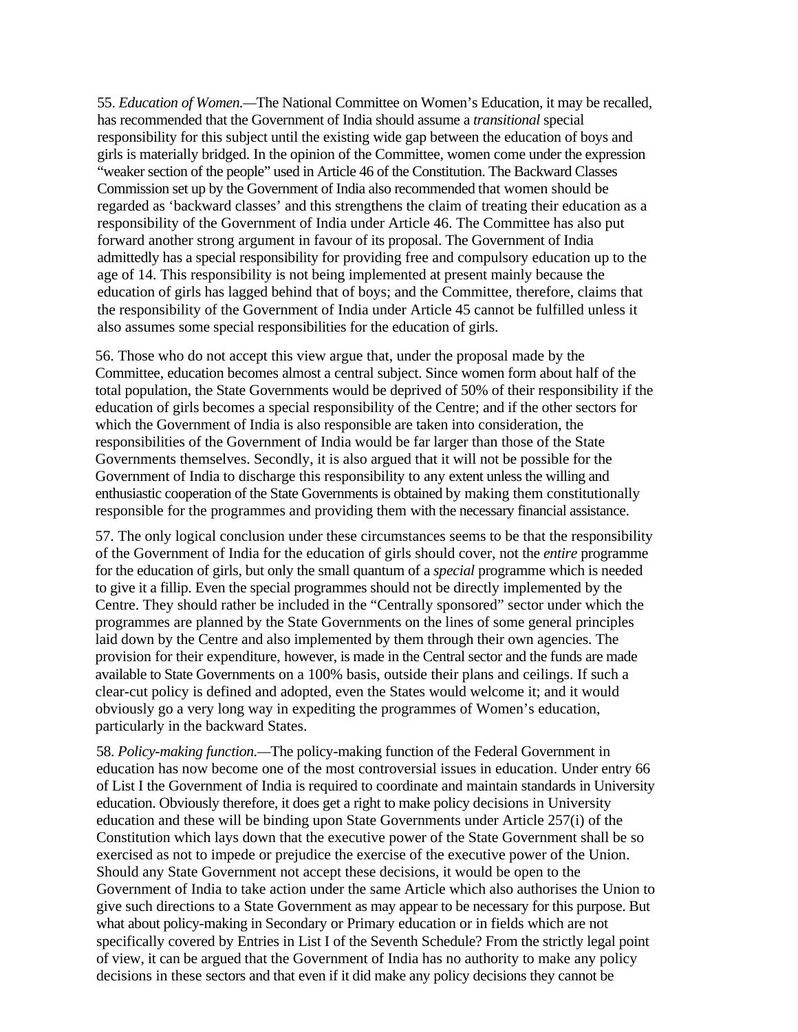55. *Education of Women.*—The National Committee on Women's Education, it may be recalled, has recommended that the Government of India should assume a *transitional* special responsibility for this subject until the existing wide gap between the education of boys and girls is materially bridged. In the opinion of the Committee, women come under the expression "weaker section of the people" used in Article 46 of the Constitution. The Backward Classes Commission set up by the Government of India also recommended that women should be regarded as 'backward classes' and this strengthens the claim of treating their education as a responsibility of the Government of India under Article 46. The Committee has also put forward another strong argument in favour of its proposal. The Government of India admittedly has a special responsibility for providing free and compulsory education up to the age of 14. This responsibility is not being implemented at present mainly because the education of girls has lagged behind that of boys; and the Committee, therefore, claims that the responsibility of the Government of India under Article 45 cannot be fulfilled unless it also assumes some special responsibilities for the education of girls.

56. Those who do not accept this view argue that, under the proposal made by the Committee, education becomes almost a central subject. Since women form about half of the total population, the State Governments would be deprived of 50% of their responsibility if the education of girls becomes a special responsibility of the Centre; and if the other sectors for which the Government of India is also responsible are taken into consideration, the responsibilities of the Government of India would be far larger than those of the State Governments themselves. Secondly, it is also argued that it will not be possible for the Government of India to discharge this responsibility to any extent unless the willing and enthusiastic cooperation of the State Governments is obtained by making them constitutionally responsible for the programmes and providing them with the necessary financial assistance.

57. The only logical conclusion under these circumstances seems to be that the responsibility of the Government of India for the education of girls should cover, not the *entire* programme for the education of girls, but only the small quantum of a *special* programme which is needed to give it a fillip. Even the special programmes should not be directly implemented by the Centre. They should rather be included in the "Centrally sponsored" sector under which the programmes are planned by the State Governments on the lines of some general principles laid down by the Centre and also implemented by them through their own agencies. The provision for their expenditure, however, is made in the Central sector and the funds are made available to State Governments on a 100% basis, outside their plans and ceilings. If such a clear-cut policy is defined and adopted, even the States would welcome it; and it would obviously go a very long way in expediting the programmes of Women's education, particularly in the backward States.

58. *Policy-making function.*—The policy-making function of the Federal Government in education has now become one of the most controversial issues in education. Under entry 66 of List I the Government of India is required to coordinate and maintain standards in University education. Obviously therefore, it does get a right to make policy decisions in University education and these will be binding upon State Governments under Article 257(i) of the Constitution which lays down that the executive power of the State Government shall be so exercised as not to impede or prejudice the exercise of the executive power of the Union. Should any State Government not accept these decisions, it would be open to the Government of India to take action under the same Article which also authorises the Union to give such directions to a State Government as may appear to be necessary for this purpose. But what about policy-making in Secondary or Primary education or in fields which are not specifically covered by Entries in List I of the Seventh Schedule? From the strictly legal point of view, it can be argued that the Government of India has no authority to make any policy decisions in these sectors and that even if it did make any policy decisions they cannot be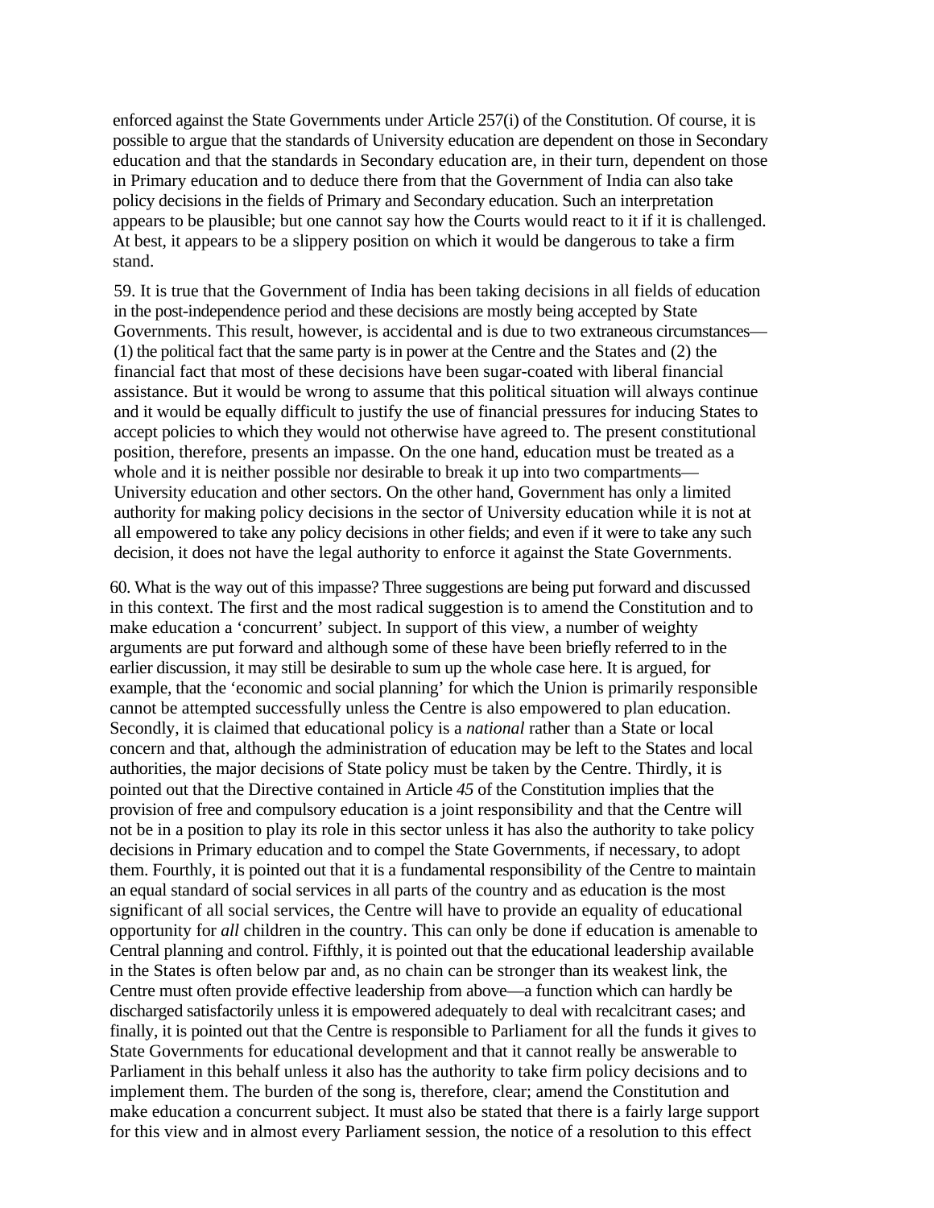enforced against the State Governments under Article 257(i) of the Constitution. Of course, it is possible to argue that the standards of University education are dependent on those in Secondary education and that the standards in Secondary education are, in their turn, dependent on those in Primary education and to deduce there from that the Government of India can also take policy decisions in the fields of Primary and Secondary education. Such an interpretation appears to be plausible; but one cannot say how the Courts would react to it if it is challenged. At best, it appears to be a slippery position on which it would be dangerous to take a firm stand.

59. It is true that the Government of India has been taking decisions in all fields of education in the post-independence period and these decisions are mostly being accepted by State Governments. This result, however, is accidental and is due to two extraneous circumstances—(1) the political fact that the same party is in power at the Centre and the States and (2) the financial fact that most of these decisions have been sugar-coated with liberal financial assistance. But it would be wrong to assume that this political situation will always continue and it would be equally difficult to justify the use of financial pressures for inducing States to accept policies to which they would not otherwise have agreed to. The present constitutional position, therefore, presents an impasse. On the one hand, education must be treated as a whole and it is neither possible nor desirable to break it up into two compartments—University education and other sectors. On the other hand, Government has only a limited authority for making policy decisions in the sector of University education while it is not at all empowered to take any policy decisions in other fields; and even if it were to take any such decision, it does not have the legal authority to enforce it against the State Governments.

60. What is the way out of this impasse? Three suggestions are being put forward and discussed in this context. The first and the most radical suggestion is to amend the Constitution and to make education a 'concurrent' subject. In support of this view, a number of weighty arguments are put forward and although some of these have been briefly referred to in the earlier discussion, it may still be desirable to sum up the whole case here. It is argued, for example, that the 'economic and social planning' for which the Union is primarily responsible cannot be attempted successfully unless the Centre is also empowered to plan education. Secondly, it is claimed that educational policy is a *national* rather than a State or local concern and that, although the administration of education may be left to the States and local authorities, the major decisions of State policy must be taken by the Centre. Thirdly, it is pointed out that the Directive contained in Article *45* of the Constitution implies that the provision of free and compulsory education is a joint responsibility and that the Centre will not be in a position to play its role in this sector unless it has also the authority to take policy decisions in Primary education and to compel the State Governments, if necessary, to adopt them. Fourthly, it is pointed out that it is a fundamental responsibility of the Centre to maintain an equal standard of social services in all parts of the country and as education is the most significant of all social services, the Centre will have to provide an equality of educational opportunity for *all* children in the country. This can only be done if education is amenable to Central planning and control. Fifthly, it is pointed out that the educational leadership available in the States is often below par and, as no chain can be stronger than its weakest link, the Centre must often provide effective leadership from above—a function which can hardly be discharged satisfactorily unless it is empowered adequately to deal with recalcitrant cases; and finally, it is pointed out that the Centre is responsible to Parliament for all the funds it gives to State Governments for educational development and that it cannot really be answerable to Parliament in this behalf unless it also has the authority to take firm policy decisions and to implement them. The burden of the song is, therefore, clear; amend the Constitution and make education a concurrent subject. It must also be stated that there is a fairly large support for this view and in almost every Parliament session, the notice of a resolution to this effect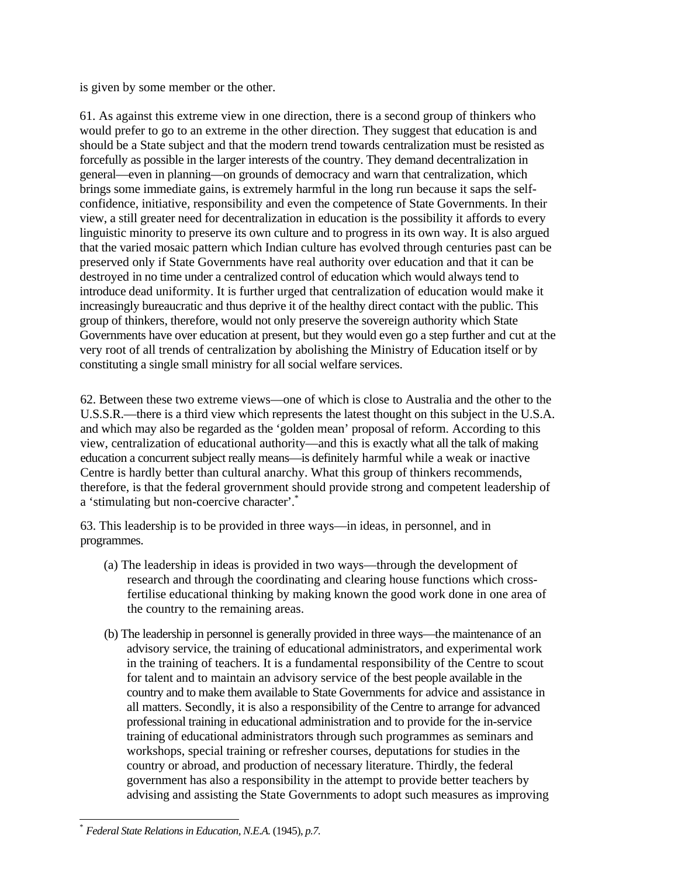is given by some member or the other.

61. As against this extreme view in one direction, there is a second group of thinkers who would prefer to go to an extreme in the other direction. They suggest that education is and should be a State subject and that the modern trend towards centralization must be resisted as forcefully as possible in the larger interests of the country. They demand decentralization in general—even in planning—on grounds of democracy and warn that centralization, which brings some immediate gains, is extremely harmful in the long run because it saps the self-confidence, initiative, responsibility and even the competence of State Governments. In their view, a still greater need for decentralization in education is the possibility it affords to every linguistic minority to preserve its own culture and to progress in its own way. It is also argued that the varied mosaic pattern which Indian culture has evolved through centuries past can be preserved only if State Governments have real authority over education and that it can be destroyed in no time under a centralized control of education which would always tend to introduce dead uniformity. It is further urged that centralization of education would make it increasingly bureaucratic and thus deprive it of the healthy direct contact with the public. This group of thinkers, therefore, would not only preserve the sovereign authority which State Governments have over education at present, but they would even go a step further and cut at the very root of all trends of centralization by abolishing the Ministry of Education itself or by constituting a single small ministry for all social welfare services.

62. Between these two extreme views—one of which is close to Australia and the other to the U.S.S.R.—there is a third view which represents the latest thought on this subject in the U.S.A. and which may also be regarded as the 'golden mean' proposal of reform. According to this view, centralization of educational authority—and this is exactly what all the talk of making education a concurrent subject really means—is definitely harmful while a weak or inactive Centre is hardly better than cultural anarchy. What this group of thinkers recommends, therefore, is that the federal grovernment should provide strong and competent leadership of a 'stimulating but non-coercive character'.[*]

63. This leadership is to be provided in three ways—in ideas, in personnel, and in programmes.

(a) The leadership in ideas is provided in two ways—through the development of research and through the coordinating and clearing house functions which cross-fertilise educational thinking by making known the good work done in one area of the country to the remaining areas.

(b) The leadership in personnel is generally provided in three ways—the maintenance of an advisory service, the training of educational administrators, and experimental work in the training of teachers. It is a fundamental responsibility of the Centre to scout for talent and to maintain an advisory service of the best people available in the country and to make them available to State Governments for advice and assistance in all matters. Secondly, it is also a responsibility of the Centre to arrange for advanced professional training in educational administration and to provide for the in-service training of educational administrators through such programmes as seminars and workshops, special training or refresher courses, deputations for studies in the country or abroad, and production of necessary literature. Thirdly, the federal government has also a responsibility in the attempt to provide better teachers by advising and assisting the State Governments to adopt such measures as improving

[*] *Federal State Relations in Education, N.E.A.* (1945), *p.7.*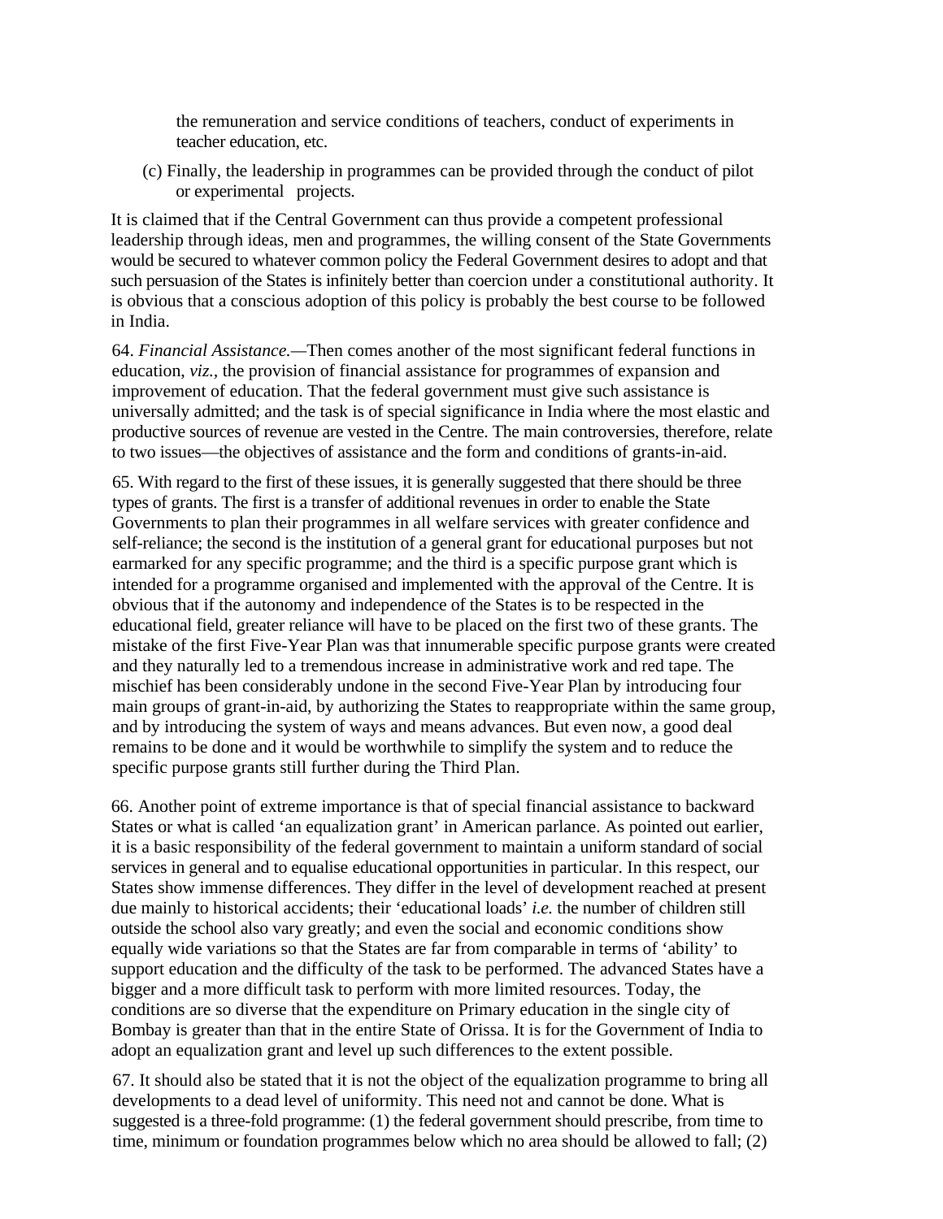the remuneration and service conditions of teachers, conduct of experiments in teacher education, etc.

(c) Finally, the leadership in programmes can be provided through the conduct of pilot or experimental projects.

It is claimed that if the Central Government can thus provide a competent professional leadership through ideas, men and programmes, the willing consent of the State Governments would be secured to whatever common policy the Federal Government desires to adopt and that such persuasion of the States is infinitely better than coercion under a constitutional authority. It is obvious that a conscious adoption of this policy is probably the best course to be followed in India.

64. *Financial Assistance.*—Then comes another of the most significant federal functions in education, *viz.*, the provision of financial assistance for programmes of expansion and improvement of education. That the federal government must give such assistance is universally admitted; and the task is of special significance in India where the most elastic and productive sources of revenue are vested in the Centre. The main controversies, therefore, relate to two issues—the objectives of assistance and the form and conditions of grants-in-aid.

65. With regard to the first of these issues, it is generally suggested that there should be three types of grants. The first is a transfer of additional revenues in order to enable the State Governments to plan their programmes in all welfare services with greater confidence and self-reliance; the second is the institution of a general grant for educational purposes but not earmarked for any specific programme; and the third is a specific purpose grant which is intended for a programme organised and implemented with the approval of the Centre. It is obvious that if the autonomy and independence of the States is to be respected in the educational field, greater reliance will have to be placed on the first two of these grants. The mistake of the first Five-Year Plan was that innumerable specific purpose grants were created and they naturally led to a tremendous increase in administrative work and red tape. The mischief has been considerably undone in the second Five-Year Plan by introducing four main groups of grant-in-aid, by authorizing the States to reappropriate within the same group, and by introducing the system of ways and means advances. But even now, a good deal remains to be done and it would be worthwhile to simplify the system and to reduce the specific purpose grants still further during the Third Plan.

66. Another point of extreme importance is that of special financial assistance to backward States or what is called 'an equalization grant' in American parlance. As pointed out earlier, it is a basic responsibility of the federal government to maintain a uniform standard of social services in general and to equalise educational opportunities in particular. In this respect, our States show immense differences. They differ in the level of development reached at present due mainly to historical accidents; their 'educational loads' *i.e.* the number of children still outside the school also vary greatly; and even the social and economic conditions show equally wide variations so that the States are far from comparable in terms of 'ability' to support education and the difficulty of the task to be performed. The advanced States have a bigger and a more difficult task to perform with more limited resources. Today, the conditions are so diverse that the expenditure on Primary education in the single city of Bombay is greater than that in the entire State of Orissa. It is for the Government of India to adopt an equalization grant and level up such differences to the extent possible.

67. It should also be stated that it is not the object of the equalization programme to bring all developments to a dead level of uniformity. This need not and cannot be done. What is suggested is a three-fold programme: (1) the federal government should prescribe, from time to time, minimum or foundation programmes below which no area should be allowed to fall; (2)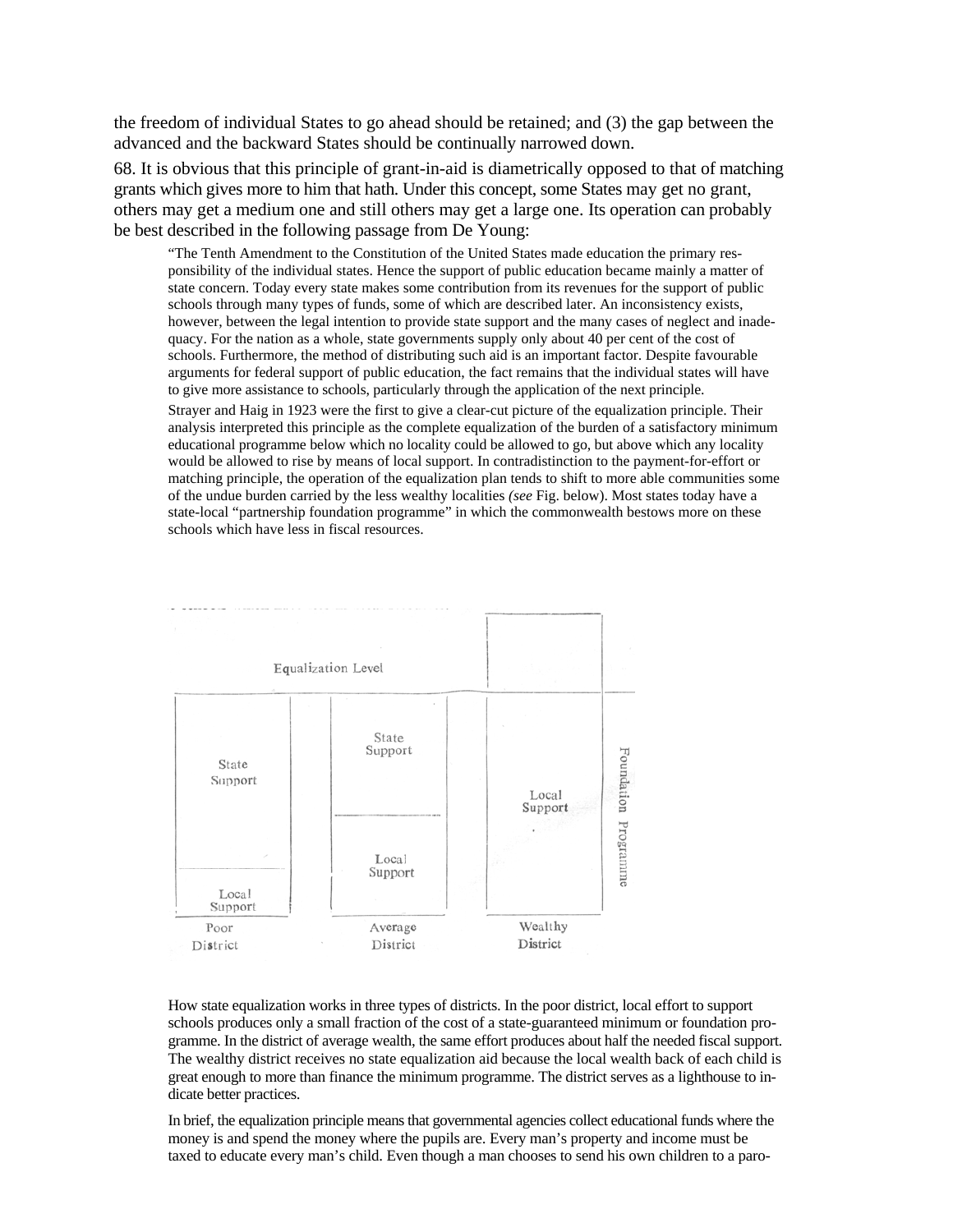the freedom of individual States to go ahead should be retained; and (3) the gap between the advanced and the backward States should be continually narrowed down.

68. It is obvious that this principle of grant-in-aid is diametrically opposed to that of matching grants which gives more to him that hath. Under this concept, some States may get no grant, others may get a medium one and still others may get a large one. Its operation can probably be best described in the following passage from De Young:

> "The Tenth Amendment to the Constitution of the United States made education the primary responsibility of the individual states. Hence the support of public education became mainly a matter of state concern. Today every state makes some contribution from its revenues for the support of public schools through many types of funds, some of which are described later. An inconsistency exists, however, between the legal intention to provide state support and the many cases of neglect and inadequacy. For the nation as a whole, state governments supply only about 40 per cent of the cost of schools. Furthermore, the method of distributing such aid is an important factor. Despite favourable arguments for federal support of public education, the fact remains that the individual states will have to give more assistance to schools, particularly through the application of the next principle.
>
> Strayer and Haig in 1923 were the first to give a clear-cut picture of the equalization principle. Their analysis interpreted this principle as the complete equalization of the burden of a satisfactory minimum educational programme below which no locality could be allowed to go, but above which any locality would be allowed to rise by means of local support. In contradistinction to the payment-for-effort or matching principle, the operation of the equalization plan tends to shift to more able communities some of the undue burden carried by the less wealthy localities *(see* Fig. below). Most states today have a state-local "partnership foundation programme" in which the commonwealth bestows more on these schools which have less in fiscal resources.

Equalization Level

State Support

Local Support

Poor District

State Support

Local Support

Average District

Local Support

Wealthy District

Foundation Programme

> How state equalization works in three types of districts. In the poor district, local effort to support schools produces only a small fraction of the cost of a state-guaranteed minimum or foundation programme. In the district of average wealth, the same effort produces about half the needed fiscal support. The wealthy district receives no state equalization aid because the local wealth back of each child is great enough to more than finance the minimum programme. The district serves as a lighthouse to indicate better practices.
>
> In brief, the equalization principle means that governmental agencies collect educational funds where the money is and spend the money where the pupils are. Every man's property and income must be taxed to educate every man's child. Even though a man chooses to send his own children to a paro-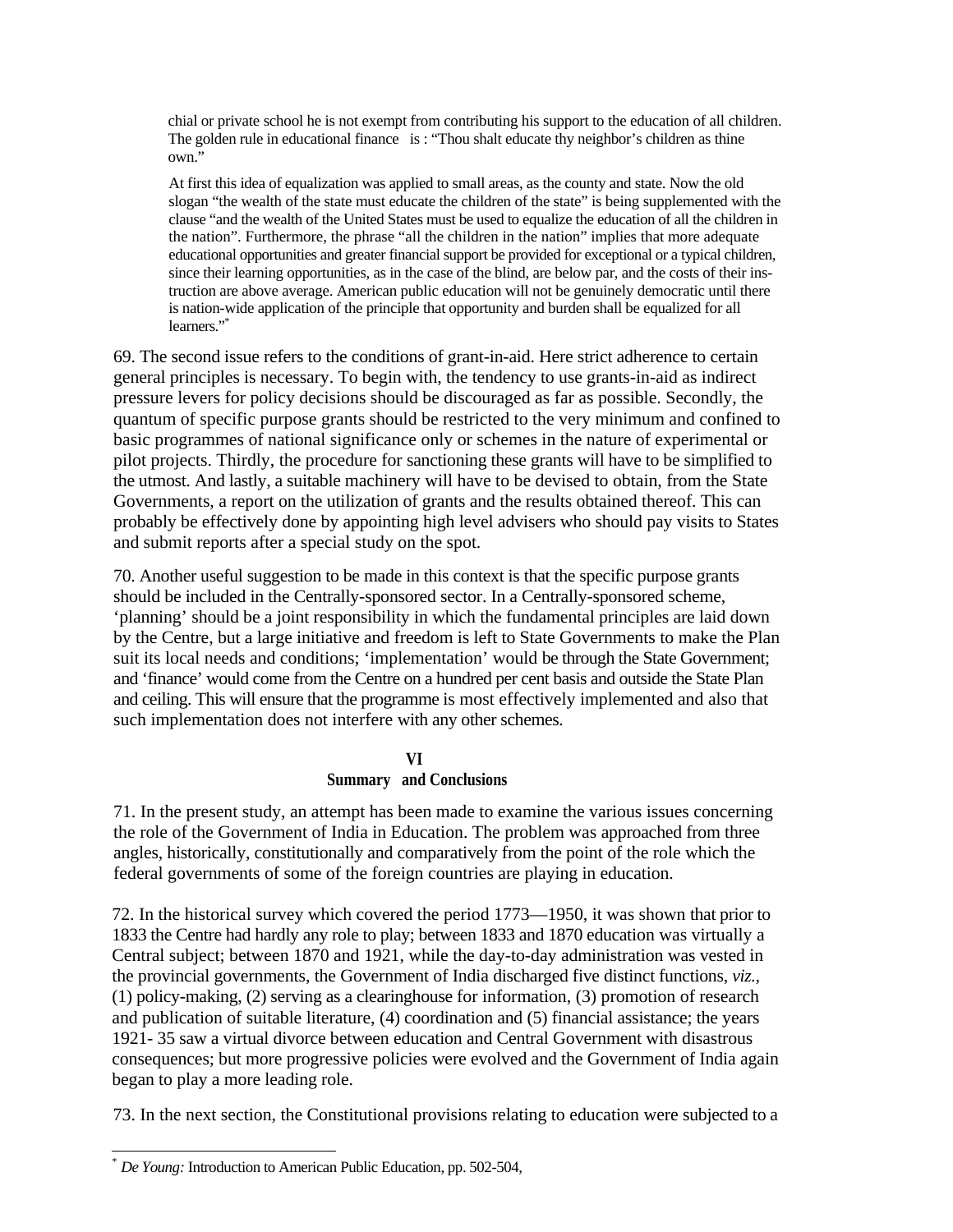chial or private school he is not exempt from contributing his support to the education of all children. The golden rule in educational finance is : "Thou shalt educate thy neighbor's children as thine own."

> At first this idea of equalization was applied to small areas, as the county and state. Now the old slogan "the wealth of the state must educate the children of the state" is being supplemented with the clause "and the wealth of the United States must be used to equalize the education of all the children in the nation". Furthermore, the phrase "all the children in the nation" implies that more adequate educational opportunities and greater financial support be provided for exceptional or a typical children, since their learning opportunities, as in the case of the blind, are below par, and the costs of their instruction are above average. American public education will not be genuinely democratic until there is nation-wide application of the principle that opportunity and burden shall be equalized for all learners."*

69. The second issue refers to the conditions of grant-in-aid. Here strict adherence to certain general principles is necessary. To begin with, the tendency to use grants-in-aid as indirect pressure levers for policy decisions should be discouraged as far as possible. Secondly, the quantum of specific purpose grants should be restricted to the very minimum and confined to basic programmes of national significance only or schemes in the nature of experimental or pilot projects. Thirdly, the procedure for sanctioning these grants will have to be simplified to the utmost. And lastly, a suitable machinery will have to be devised to obtain, from the State Governments, a report on the utilization of grants and the results obtained thereof. This can probably be effectively done by appointing high level advisers who should pay visits to States and submit reports after a special study on the spot.

70. Another useful suggestion to be made in this context is that the specific purpose grants should be included in the Centrally-sponsored sector. In a Centrally-sponsored scheme, 'planning' should be a joint responsibility in which the fundamental principles are laid down by the Centre, but a large initiative and freedom is left to State Governments to make the Plan suit its local needs and conditions; 'implementation' would be through the State Government; and 'finance' would come from the Centre on a hundred per cent basis and outside the State Plan and ceiling. This will ensure that the programme is most effectively implemented and also that such implementation does not interfere with any other schemes.

## VI
## Summary and Conclusions

71. In the present study, an attempt has been made to examine the various issues concerning the role of the Government of India in Education. The problem was approached from three angles, historically, constitutionally and comparatively from the point of the role which the federal governments of some of the foreign countries are playing in education.

72. In the historical survey which covered the period 1773—1950, it was shown that prior to 1833 the Centre had hardly any role to play; between 1833 and 1870 education was virtually a Central subject; between 1870 and 1921, while the day-to-day administration was vested in the provincial governments, the Government of India discharged five distinct functions, *viz.*, (1) policy-making, (2) serving as a clearinghouse for information, (3) promotion of research and publication of suitable literature, (4) coordination and (5) financial assistance; the years 1921- 35 saw a virtual divorce between education and Central Government with disastrous consequences; but more progressive policies were evolved and the Government of India again began to play a more leading role.

73. In the next section, the Constitutional provisions relating to education were subjected to a

---

\* *De Young:* Introduction to American Public Education, pp. 502-504,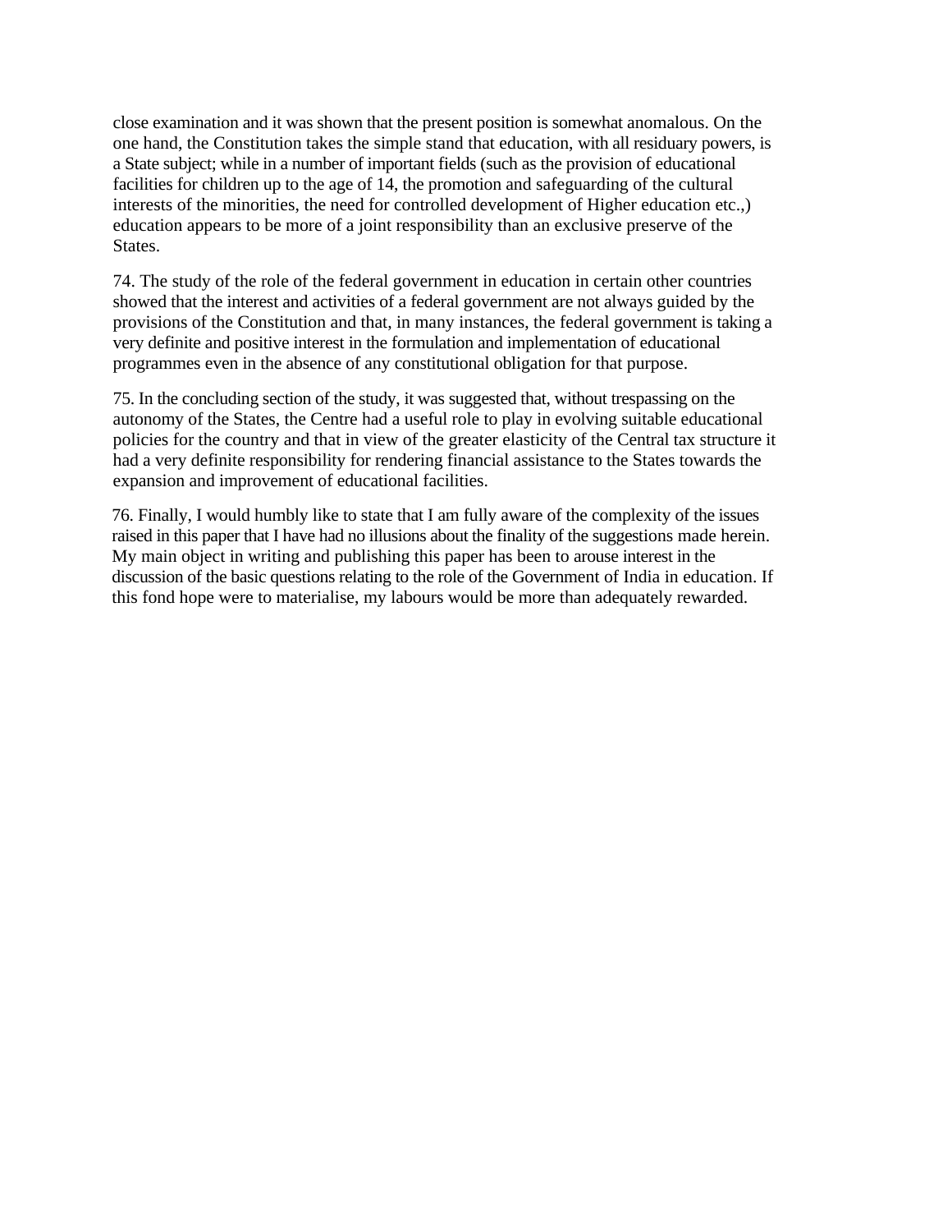close examination and it was shown that the present position is somewhat anomalous. On the one hand, the Constitution takes the simple stand that education, with all residuary powers, is a State subject; while in a number of important fields (such as the provision of educational facilities for children up to the age of 14, the promotion and safeguarding of the cultural interests of the minorities, the need for controlled development of Higher education etc.,) education appears to be more of a joint responsibility than an exclusive preserve of the States.

74. The study of the role of the federal government in education in certain other countries showed that the interest and activities of a federal government are not always guided by the provisions of the Constitution and that, in many instances, the federal government is taking a very definite and positive interest in the formulation and implementation of educational programmes even in the absence of any constitutional obligation for that purpose.

75. In the concluding section of the study, it was suggested that, without trespassing on the autonomy of the States, the Centre had a useful role to play in evolving suitable educational policies for the country and that in view of the greater elasticity of the Central tax structure it had a very definite responsibility for rendering financial assistance to the States towards the expansion and improvement of educational facilities.

76. Finally, I would humbly like to state that I am fully aware of the complexity of the issues raised in this paper that I have had no illusions about the finality of the suggestions made herein. My main object in writing and publishing this paper has been to arouse interest in the discussion of the basic questions relating to the role of the Government of India in education. If this fond hope were to materialise, my labours would be more than adequately rewarded.